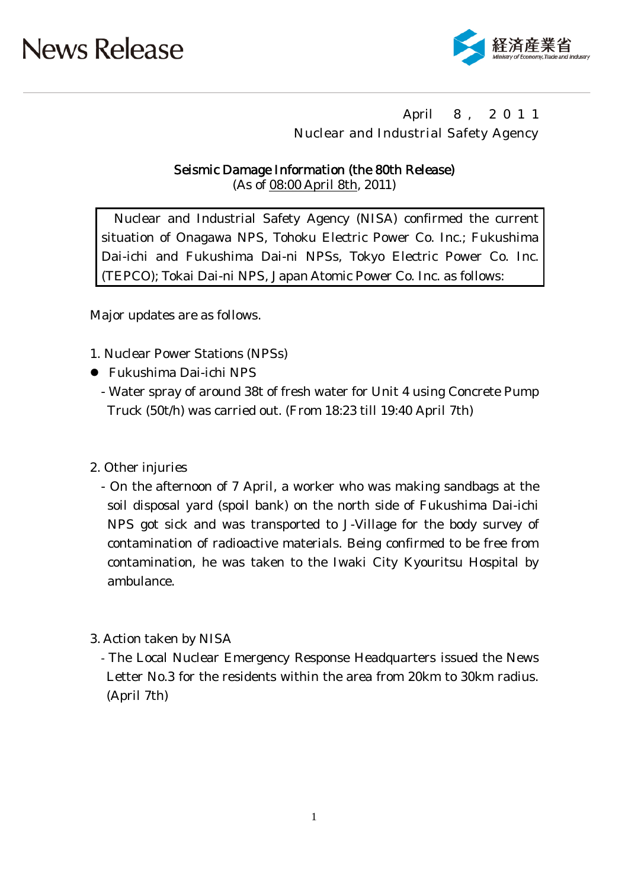# News Release

経済産業省
Ministry of Economy, Trade and Industry

April　8，２０１１
Nuclear and Industrial Safety Agency

## Seismic Damage Information (the 80th Release)
(As of 08:00 April 8th, 2011)

> Nuclear and Industrial Safety Agency (NISA) confirmed the current situation of Onagawa NPS, Tohoku Electric Power Co. Inc.; Fukushima Dai-ichi and Fukushima Dai-ni NPSs, Tokyo Electric Power Co. Inc. (TEPCO); Tokai Dai-ni NPS, Japan Atomic Power Co. Inc. as follows:

Major updates are as follows.

1. Nuclear Power Stations (NPSs)

- Fukushima Dai-ichi NPS
  - Water spray of around 38t of fresh water for Unit 4 using Concrete Pump Truck (50t/h) was carried out. (From 18:23 till 19:40 April 7th)

2. Other injuries
   - On the afternoon of 7 April, a worker who was making sandbags at the soil disposal yard (spoil bank) on the north side of Fukushima Dai-ichi NPS got sick and was transported to J-Village for the body survey of contamination of radioactive materials. Being confirmed to be free from contamination, he was taken to the Iwaki City Kyouritsu Hospital by ambulance.

3. Action taken by NISA
   - The Local Nuclear Emergency Response Headquarters issued the News Letter No.3 for the residents within the area from 20km to 30km radius. (April 7th)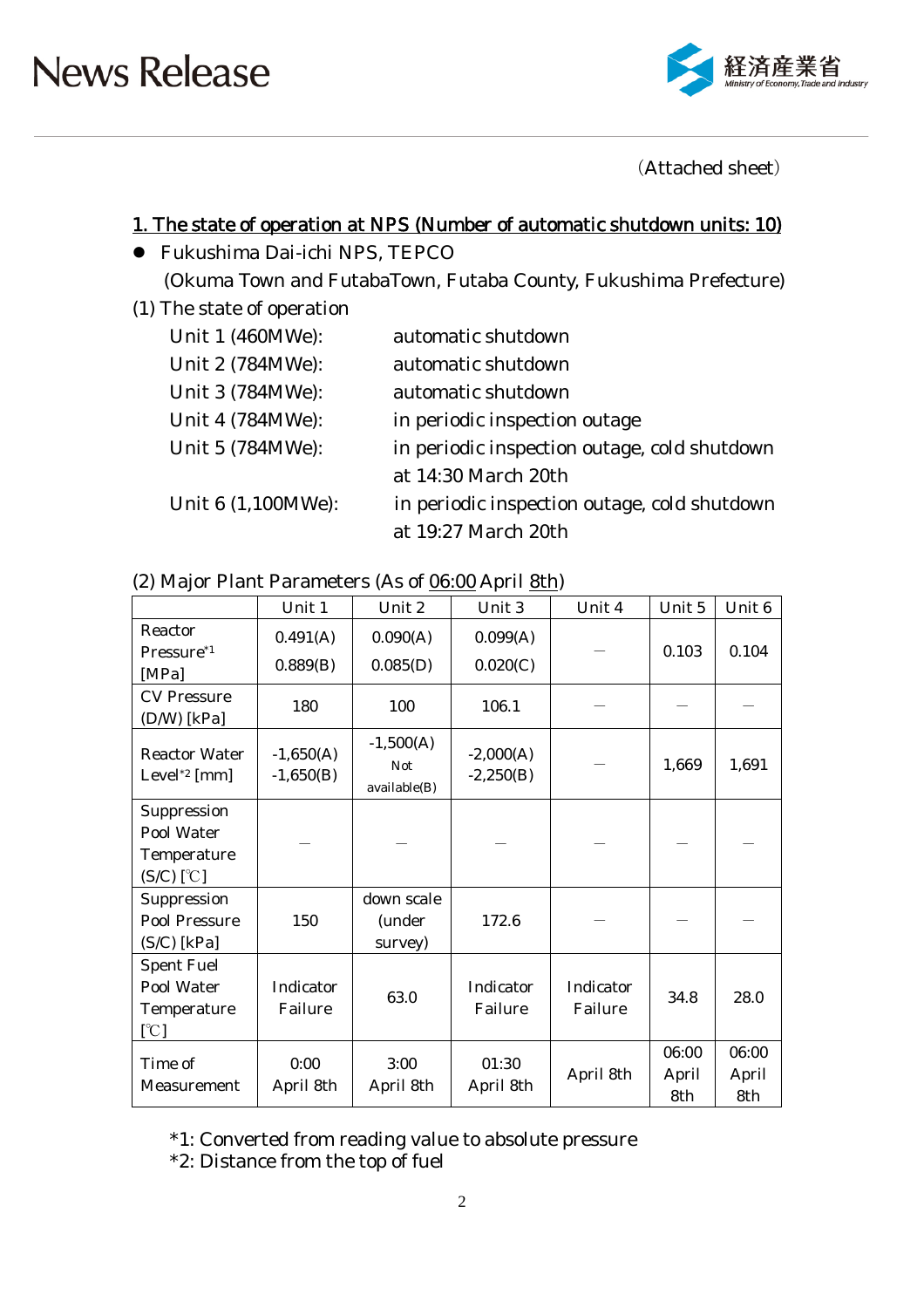(Attached sheet)

## 1. The state of operation at NPS (Number of automatic shutdown units: 10)

- Fukushima Dai-ichi NPS, TEPCO
  (Okuma Town and FutabaTown, Futaba County, Fukushima Prefecture)

(1) The state of operation

| | |
|---|---|
| Unit 1 (460MWe): | automatic shutdown |
| Unit 2 (784MWe): | automatic shutdown |
| Unit 3 (784MWe): | automatic shutdown |
| Unit 4 (784MWe): | in periodic inspection outage |
| Unit 5 (784MWe): | in periodic inspection outage, cold shutdown at 14:30 March 20th |
| Unit 6 (1,100MWe): | in periodic inspection outage, cold shutdown at 19:27 March 20th |

(2) Major Plant Parameters (As of 06:00 April 8th)

| | Unit 1 | Unit 2 | Unit 3 | Unit 4 | Unit 5 | Unit 6 |
|---|---|---|---|---|---|---|
| Reactor Pressure*1 [MPa] | 0.491(A) 0.889(B) | 0.090(A) 0.085(D) | 0.099(A) 0.020(C) | — | 0.103 | 0.104 |
| CV Pressure (D/W) [kPa] | 180 | 100 | 106.1 | — | — | — |
| Reactor Water Level*2 [mm] | -1,650(A) -1,650(B) | -1,500(A) Not available(B) | -2,000(A) -2,250(B) | — | 1,669 | 1,691 |
| Suppression Pool Water Temperature (S/C) [℃] | — | — | — | — | — | — |
| Suppression Pool Pressure (S/C) [kPa] | 150 | down scale (under survey) | 172.6 | — | — | — |
| Spent Fuel Pool Water Temperature [℃] | Indicator Failure | 63.0 | Indicator Failure | Indicator Failure | 34.8 | 28.0 |
| Time of Measurement | 0:00 April 8th | 3:00 April 8th | 01:30 April 8th | April 8th | 06:00 April 8th | 06:00 April 8th |

*1: Converted from reading value to absolute pressure
*2: Distance from the top of fuel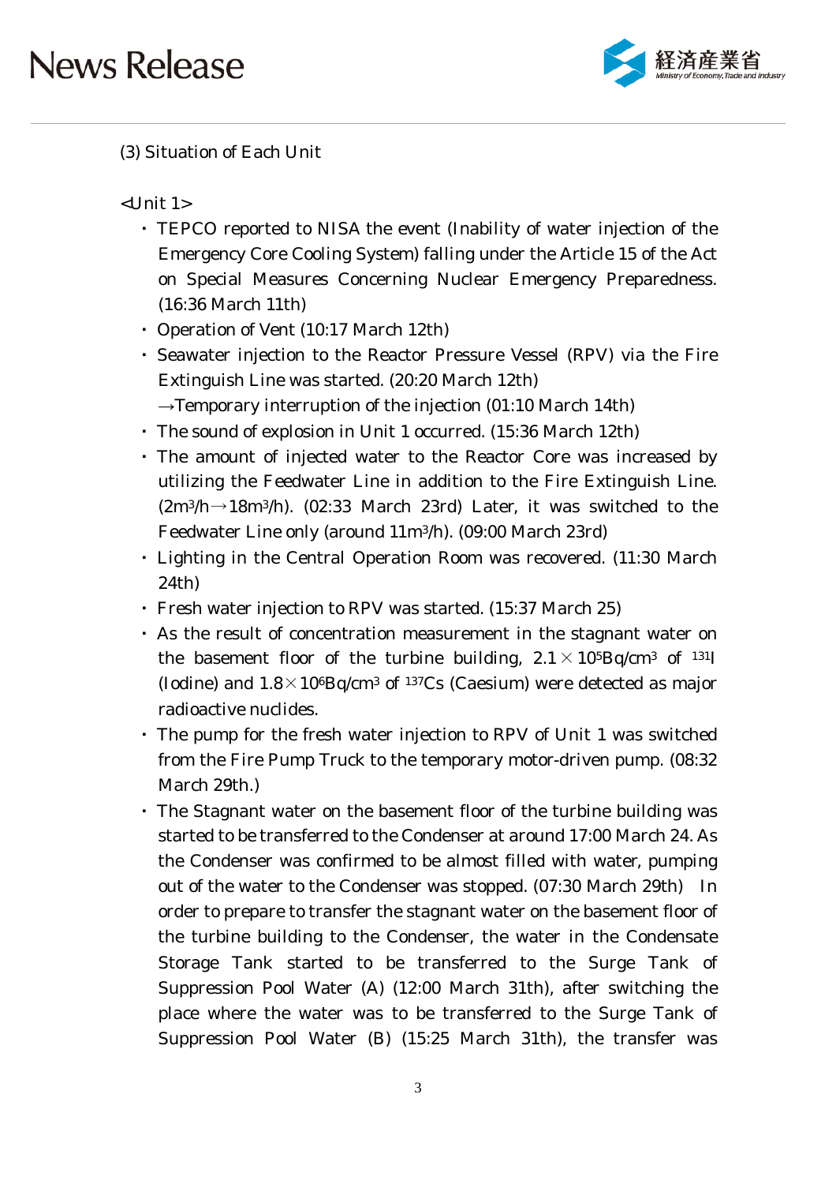(3) Situation of Each Unit

<Unit 1>

- TEPCO reported to NISA the event (Inability of water injection of the Emergency Core Cooling System) falling under the Article 15 of the Act on Special Measures Concerning Nuclear Emergency Preparedness. (16:36 March 11th)
- Operation of Vent (10:17 March 12th)
- Seawater injection to the Reactor Pressure Vessel (RPV) via the Fire Extinguish Line was started. (20:20 March 12th)
  →Temporary interruption of the injection (01:10 March 14th)
- The sound of explosion in Unit 1 occurred. (15:36 March 12th)
- The amount of injected water to the Reactor Core was increased by utilizing the Feedwater Line in addition to the Fire Extinguish Line. ($2m^3/h \rightarrow 18m^3/h$). (02:33 March 23rd) Later, it was switched to the Feedwater Line only (around $11m^3/h$). (09:00 March 23rd)
- Lighting in the Central Operation Room was recovered. (11:30 March 24th)
- Fresh water injection to RPV was started. (15:37 March 25)
- As the result of concentration measurement in the stagnant water on the basement floor of the turbine building, $2.1 \times 10^5 Bq/cm^3$ of $^{131}I$ (Iodine) and $1.8 \times 10^6 Bq/cm^3$ of $^{137}Cs$ (Caesium) were detected as major radioactive nuclides.
- The pump for the fresh water injection to RPV of Unit 1 was switched from the Fire Pump Truck to the temporary motor-driven pump. (08:32 March 29th.)
- The Stagnant water on the basement floor of the turbine building was started to be transferred to the Condenser at around 17:00 March 24. As the Condenser was confirmed to be almost filled with water, pumping out of the water to the Condenser was stopped. (07:30 March 29th) In order to prepare to transfer the stagnant water on the basement floor of the turbine building to the Condenser, the water in the Condensate Storage Tank started to be transferred to the Surge Tank of Suppression Pool Water (A) (12:00 March 31th), after switching the place where the water was to be transferred to the Surge Tank of Suppression Pool Water (B) (15:25 March 31th), the transfer was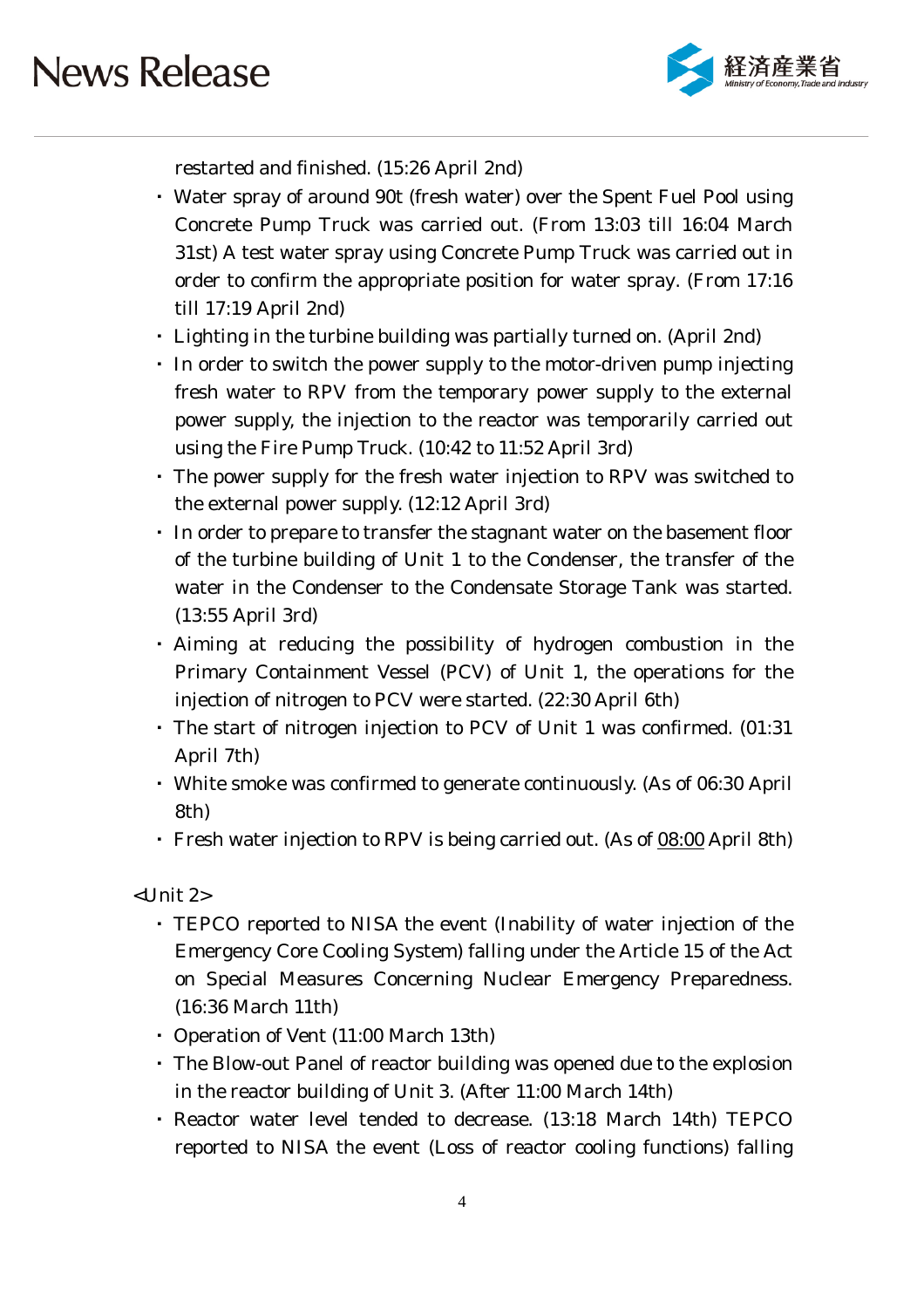restarted and finished. (15:26 April 2nd)

- Water spray of around 90t (fresh water) over the Spent Fuel Pool using Concrete Pump Truck was carried out. (From 13:03 till 16:04 March 31st) A test water spray using Concrete Pump Truck was carried out in order to confirm the appropriate position for water spray. (From 17:16 till 17:19 April 2nd)
- Lighting in the turbine building was partially turned on. (April 2nd)
- In order to switch the power supply to the motor-driven pump injecting fresh water to RPV from the temporary power supply to the external power supply, the injection to the reactor was temporarily carried out using the Fire Pump Truck. (10:42 to 11:52 April 3rd)
- The power supply for the fresh water injection to RPV was switched to the external power supply. (12:12 April 3rd)
- In order to prepare to transfer the stagnant water on the basement floor of the turbine building of Unit 1 to the Condenser, the transfer of the water in the Condenser to the Condensate Storage Tank was started. (13:55 April 3rd)
- Aiming at reducing the possibility of hydrogen combustion in the Primary Containment Vessel (PCV) of Unit 1, the operations for the injection of nitrogen to PCV were started. (22:30 April 6th)
- The start of nitrogen injection to PCV of Unit 1 was confirmed. (01:31 April 7th)
- White smoke was confirmed to generate continuously. (As of 06:30 April 8th)
- Fresh water injection to RPV is being carried out. (As of 08:00 April 8th)

<Unit 2>

- TEPCO reported to NISA the event (Inability of water injection of the Emergency Core Cooling System) falling under the Article 15 of the Act on Special Measures Concerning Nuclear Emergency Preparedness. (16:36 March 11th)
- Operation of Vent (11:00 March 13th)
- The Blow-out Panel of reactor building was opened due to the explosion in the reactor building of Unit 3. (After 11:00 March 14th)
- Reactor water level tended to decrease. (13:18 March 14th) TEPCO reported to NISA the event (Loss of reactor cooling functions) falling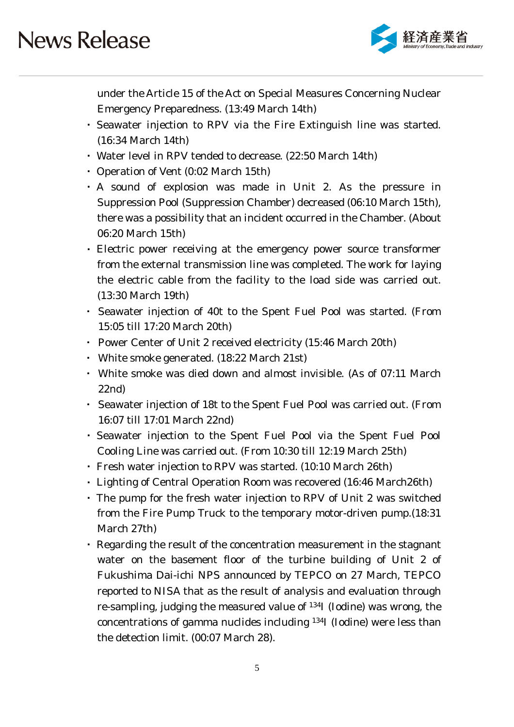under the Article 15 of the Act on Special Measures Concerning Nuclear Emergency Preparedness. (13:49 March 14th)

- Seawater injection to RPV via the Fire Extinguish line was started. (16:34 March 14th)
- Water level in RPV tended to decrease. (22:50 March 14th)
- Operation of Vent (0:02 March 15th)
- A sound of explosion was made in Unit 2. As the pressure in Suppression Pool (Suppression Chamber) decreased (06:10 March 15th), there was a possibility that an incident occurred in the Chamber. (About 06:20 March 15th)
- Electric power receiving at the emergency power source transformer from the external transmission line was completed. The work for laying the electric cable from the facility to the load side was carried out. (13:30 March 19th)
- Seawater injection of 40t to the Spent Fuel Pool was started. (From 15:05 till 17:20 March 20th)
- Power Center of Unit 2 received electricity (15:46 March 20th)
- White smoke generated. (18:22 March 21st)
- White smoke was died down and almost invisible. (As of 07:11 March 22nd)
- Seawater injection of 18t to the Spent Fuel Pool was carried out. (From 16:07 till 17:01 March 22nd)
- Seawater injection to the Spent Fuel Pool via the Spent Fuel Pool Cooling Line was carried out. (From 10:30 till 12:19 March 25th)
- Fresh water injection to RPV was started. (10:10 March 26th)
- Lighting of Central Operation Room was recovered (16:46 March26th)
- The pump for the fresh water injection to RPV of Unit 2 was switched from the Fire Pump Truck to the temporary motor-driven pump.(18:31 March 27th)
- Regarding the result of the concentration measurement in the stagnant water on the basement floor of the turbine building of Unit 2 of Fukushima Dai-ichi NPS announced by TEPCO on 27 March, TEPCO reported to NISA that as the result of analysis and evaluation through re-sampling, judging the measured value of $^{134}I$ (Iodine) was wrong, the concentrations of gamma nuclides including $^{134}I$ (Iodine) were less than the detection limit. (00:07 March 28).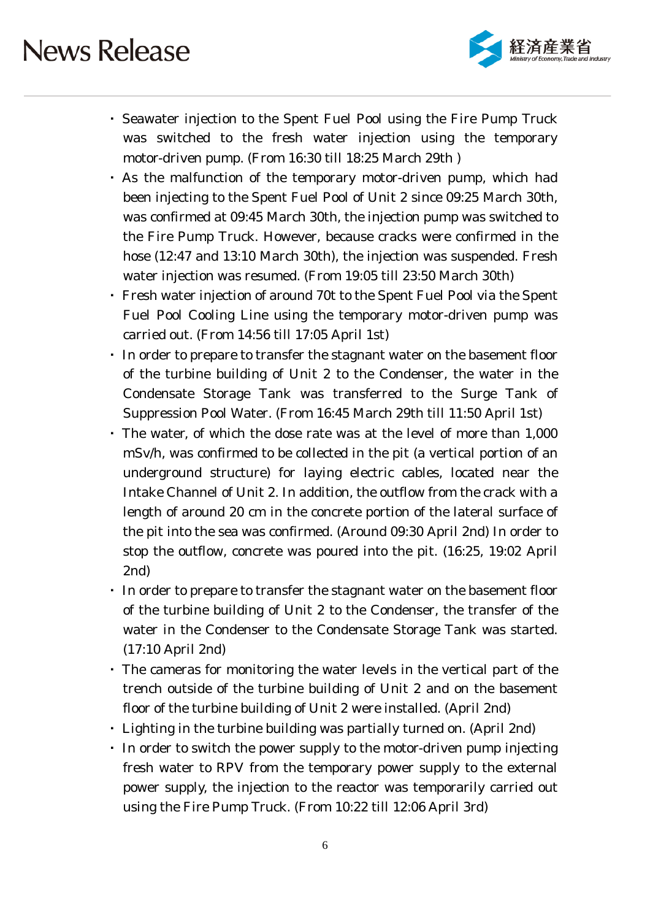- Seawater injection to the Spent Fuel Pool using the Fire Pump Truck was switched to the fresh water injection using the temporary motor-driven pump. (From 16:30 till 18:25 March 29th )
- As the malfunction of the temporary motor-driven pump, which had been injecting to the Spent Fuel Pool of Unit 2 since 09:25 March 30th, was confirmed at 09:45 March 30th, the injection pump was switched to the Fire Pump Truck. However, because cracks were confirmed in the hose (12:47 and 13:10 March 30th), the injection was suspended. Fresh water injection was resumed. (From 19:05 till 23:50 March 30th)
- Fresh water injection of around 70t to the Spent Fuel Pool via the Spent Fuel Pool Cooling Line using the temporary motor-driven pump was carried out. (From 14:56 till 17:05 April 1st)
- In order to prepare to transfer the stagnant water on the basement floor of the turbine building of Unit 2 to the Condenser, the water in the Condensate Storage Tank was transferred to the Surge Tank of Suppression Pool Water. (From 16:45 March 29th till 11:50 April 1st)
- The water, of which the dose rate was at the level of more than 1,000 mSv/h, was confirmed to be collected in the pit (a vertical portion of an underground structure) for laying electric cables, located near the Intake Channel of Unit 2. In addition, the outflow from the crack with a length of around 20 cm in the concrete portion of the lateral surface of the pit into the sea was confirmed. (Around 09:30 April 2nd) In order to stop the outflow, concrete was poured into the pit. (16:25, 19:02 April 2nd)
- In order to prepare to transfer the stagnant water on the basement floor of the turbine building of Unit 2 to the Condenser, the transfer of the water in the Condenser to the Condensate Storage Tank was started. (17:10 April 2nd)
- The cameras for monitoring the water levels in the vertical part of the trench outside of the turbine building of Unit 2 and on the basement floor of the turbine building of Unit 2 were installed. (April 2nd)
- Lighting in the turbine building was partially turned on. (April 2nd)
- In order to switch the power supply to the motor-driven pump injecting fresh water to RPV from the temporary power supply to the external power supply, the injection to the reactor was temporarily carried out using the Fire Pump Truck. (From 10:22 till 12:06 April 3rd)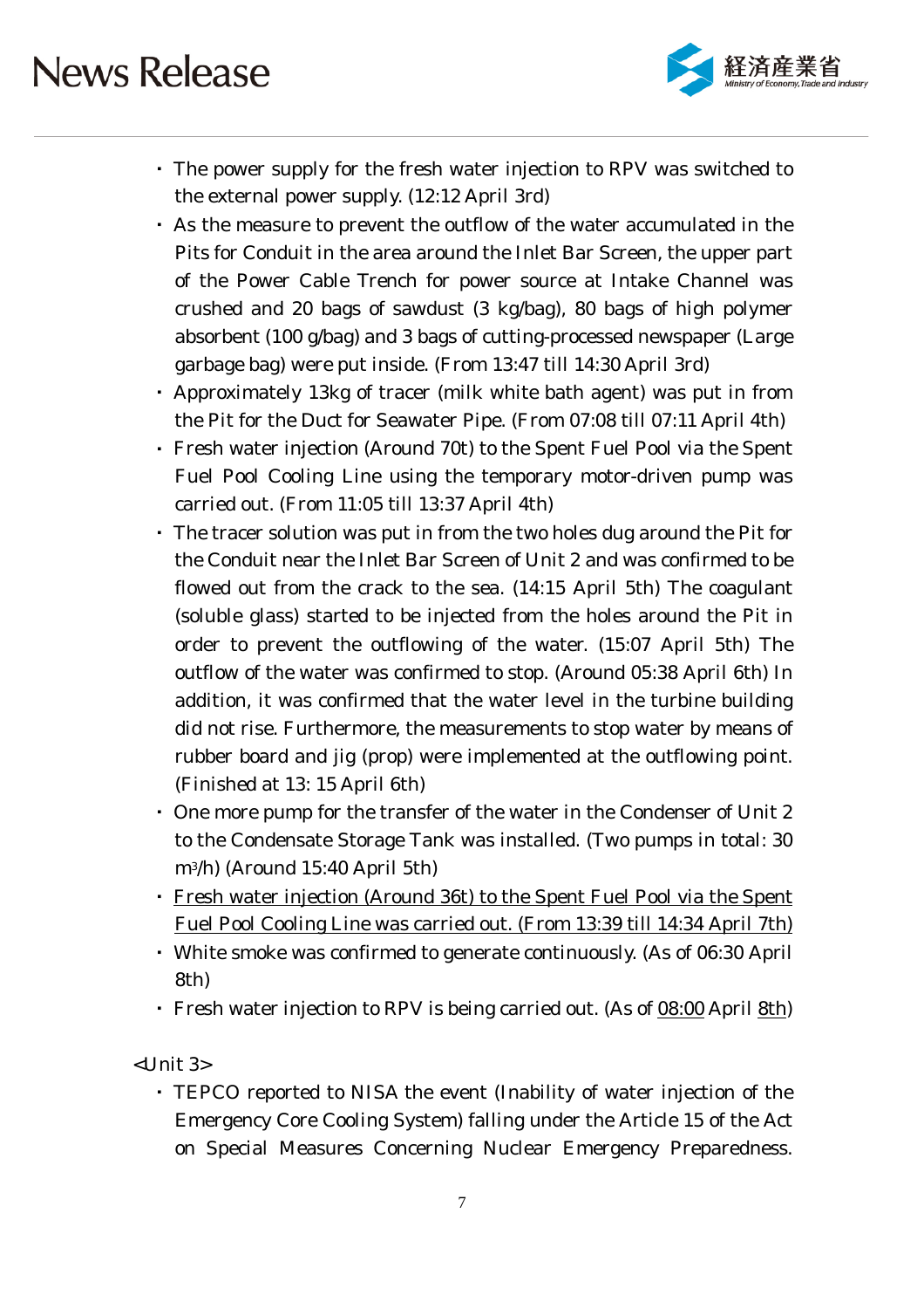- The power supply for the fresh water injection to RPV was switched to the external power supply. (12:12 April 3rd)
- As the measure to prevent the outflow of the water accumulated in the Pits for Conduit in the area around the Inlet Bar Screen, the upper part of the Power Cable Trench for power source at Intake Channel was crushed and 20 bags of sawdust (3 kg/bag), 80 bags of high polymer absorbent (100 g/bag) and 3 bags of cutting-processed newspaper (Large garbage bag) were put inside. (From 13:47 till 14:30 April 3rd)
- Approximately 13kg of tracer (milk white bath agent) was put in from the Pit for the Duct for Seawater Pipe. (From 07:08 till 07:11 April 4th)
- Fresh water injection (Around 70t) to the Spent Fuel Pool via the Spent Fuel Pool Cooling Line using the temporary motor-driven pump was carried out. (From 11:05 till 13:37 April 4th)
- The tracer solution was put in from the two holes dug around the Pit for the Conduit near the Inlet Bar Screen of Unit 2 and was confirmed to be flowed out from the crack to the sea. (14:15 April 5th) The coagulant (soluble glass) started to be injected from the holes around the Pit in order to prevent the outflowing of the water. (15:07 April 5th) The outflow of the water was confirmed to stop. (Around 05:38 April 6th) In addition, it was confirmed that the water level in the turbine building did not rise. Furthermore, the measurements to stop water by means of rubber board and jig (prop) were implemented at the outflowing point. (Finished at 13: 15 April 6th)
- One more pump for the transfer of the water in the Condenser of Unit 2 to the Condensate Storage Tank was installed. (Two pumps in total: 30 $m^3$/h) (Around 15:40 April 5th)
- <u>Fresh water injection (Around 36t) to the Spent Fuel Pool via the Spent Fuel Pool Cooling Line was carried out. (From 13:39 till 14:34 April 7th)</u>
- White smoke was confirmed to generate continuously. (As of 06:30 April 8th)
- Fresh water injection to RPV is being carried out. (As of <u>08:00</u> April <u>8th</u>)

<Unit 3>

- TEPCO reported to NISA the event (Inability of water injection of the Emergency Core Cooling System) falling under the Article 15 of the Act on Special Measures Concerning Nuclear Emergency Preparedness.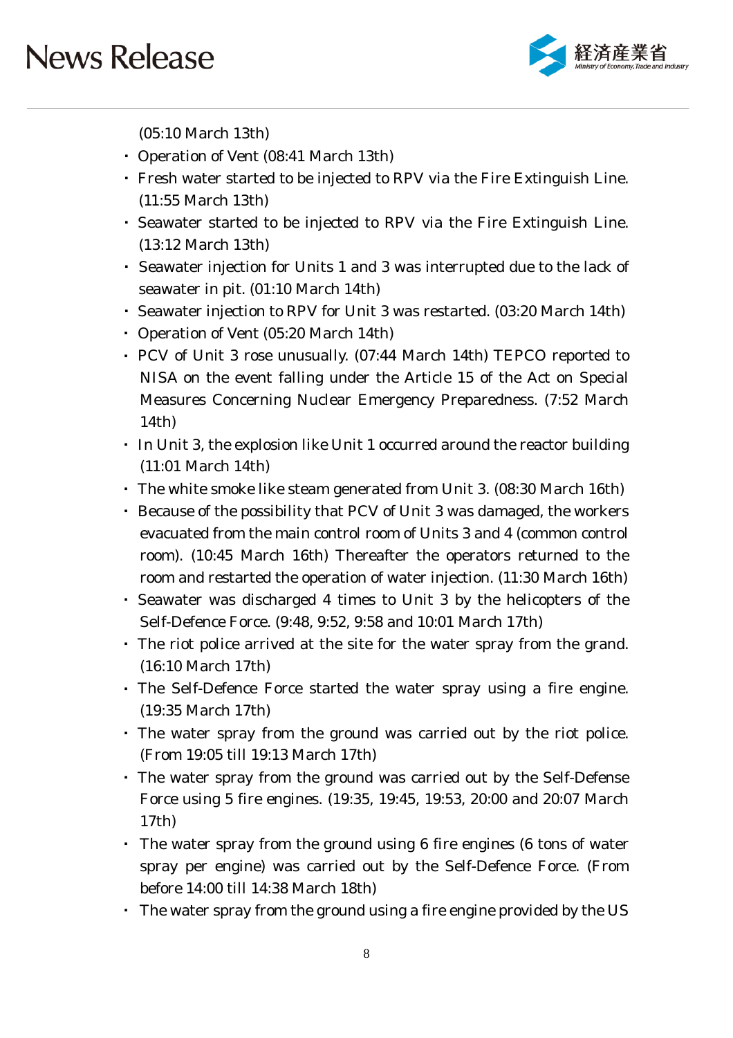(05:10 March 13th)

- Operation of Vent (08:41 March 13th)
- Fresh water started to be injected to RPV via the Fire Extinguish Line. (11:55 March 13th)
- Seawater started to be injected to RPV via the Fire Extinguish Line. (13:12 March 13th)
- Seawater injection for Units 1 and 3 was interrupted due to the lack of seawater in pit. (01:10 March 14th)
- Seawater injection to RPV for Unit 3 was restarted. (03:20 March 14th)
- Operation of Vent (05:20 March 14th)
- PCV of Unit 3 rose unusually. (07:44 March 14th) TEPCO reported to NISA on the event falling under the Article 15 of the Act on Special Measures Concerning Nuclear Emergency Preparedness. (7:52 March 14th)
- In Unit 3, the explosion like Unit 1 occurred around the reactor building (11:01 March 14th)
- The white smoke like steam generated from Unit 3. (08:30 March 16th)
- Because of the possibility that PCV of Unit 3 was damaged, the workers evacuated from the main control room of Units 3 and 4 (common control room). (10:45 March 16th) Thereafter the operators returned to the room and restarted the operation of water injection. (11:30 March 16th)
- Seawater was discharged 4 times to Unit 3 by the helicopters of the Self-Defence Force. (9:48, 9:52, 9:58 and 10:01 March 17th)
- The riot police arrived at the site for the water spray from the grand. (16:10 March 17th)
- The Self-Defence Force started the water spray using a fire engine. (19:35 March 17th)
- The water spray from the ground was carried out by the riot police. (From 19:05 till 19:13 March 17th)
- The water spray from the ground was carried out by the Self-Defense Force using 5 fire engines. (19:35, 19:45, 19:53, 20:00 and 20:07 March 17th)
- The water spray from the ground using 6 fire engines (6 tons of water spray per engine) was carried out by the Self-Defence Force. (From before 14:00 till 14:38 March 18th)
- The water spray from the ground using a fire engine provided by the US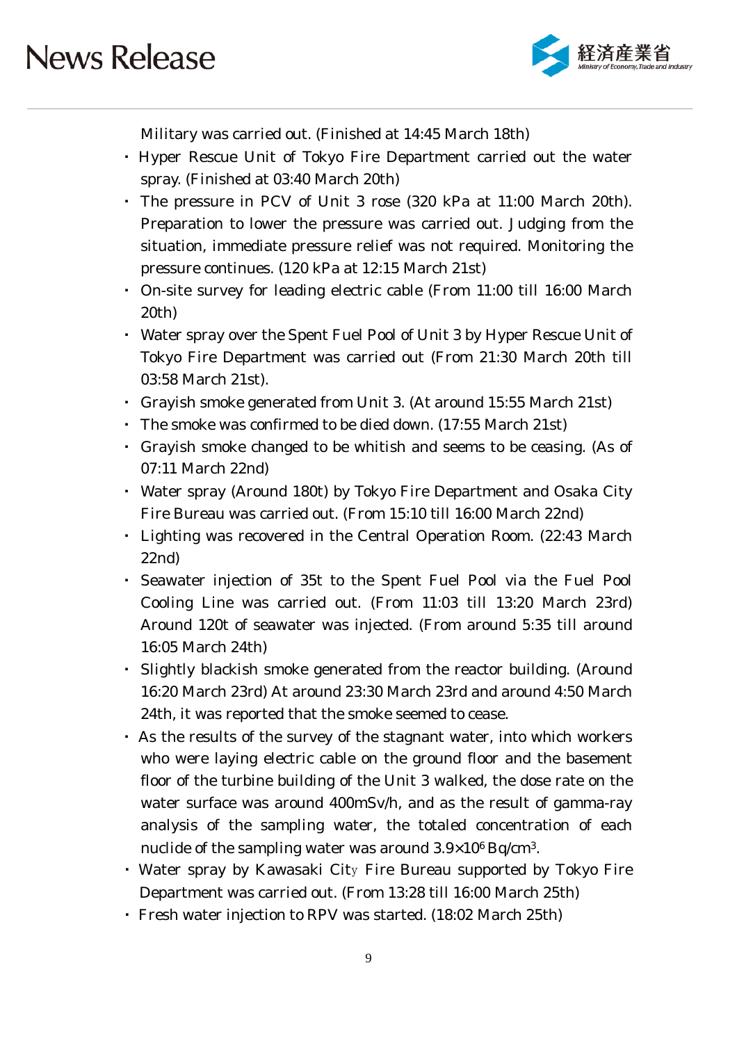Military was carried out. (Finished at 14:45 March 18th)

- Hyper Rescue Unit of Tokyo Fire Department carried out the water spray. (Finished at 03:40 March 20th)
- The pressure in PCV of Unit 3 rose (320 kPa at 11:00 March 20th). Preparation to lower the pressure was carried out. Judging from the situation, immediate pressure relief was not required. Monitoring the pressure continues. (120 kPa at 12:15 March 21st)
- On-site survey for leading electric cable (From 11:00 till 16:00 March 20th)
- Water spray over the Spent Fuel Pool of Unit 3 by Hyper Rescue Unit of Tokyo Fire Department was carried out (From 21:30 March 20th till 03:58 March 21st).
- Grayish smoke generated from Unit 3. (At around 15:55 March 21st)
- The smoke was confirmed to be died down. (17:55 March 21st)
- Grayish smoke changed to be whitish and seems to be ceasing. (As of 07:11 March 22nd)
- Water spray (Around 180t) by Tokyo Fire Department and Osaka City Fire Bureau was carried out. (From 15:10 till 16:00 March 22nd)
- Lighting was recovered in the Central Operation Room. (22:43 March 22nd)
- Seawater injection of 35t to the Spent Fuel Pool via the Fuel Pool Cooling Line was carried out. (From 11:03 till 13:20 March 23rd) Around 120t of seawater was injected. (From around 5:35 till around 16:05 March 24th)
- Slightly blackish smoke generated from the reactor building. (Around 16:20 March 23rd) At around 23:30 March 23rd and around 4:50 March 24th, it was reported that the smoke seemed to cease.
- As the results of the survey of the stagnant water, into which workers who were laying electric cable on the ground floor and the basement floor of the turbine building of the Unit 3 walked, the dose rate on the water surface was around 400mSv/h, and as the result of gamma-ray analysis of the sampling water, the totaled concentration of each nuclide of the sampling water was around $3.9 \times 10^6$ Bq/$cm^3$.
- Water spray by Kawasaki City Fire Bureau supported by Tokyo Fire Department was carried out. (From 13:28 till 16:00 March 25th)
- Fresh water injection to RPV was started. (18:02 March 25th)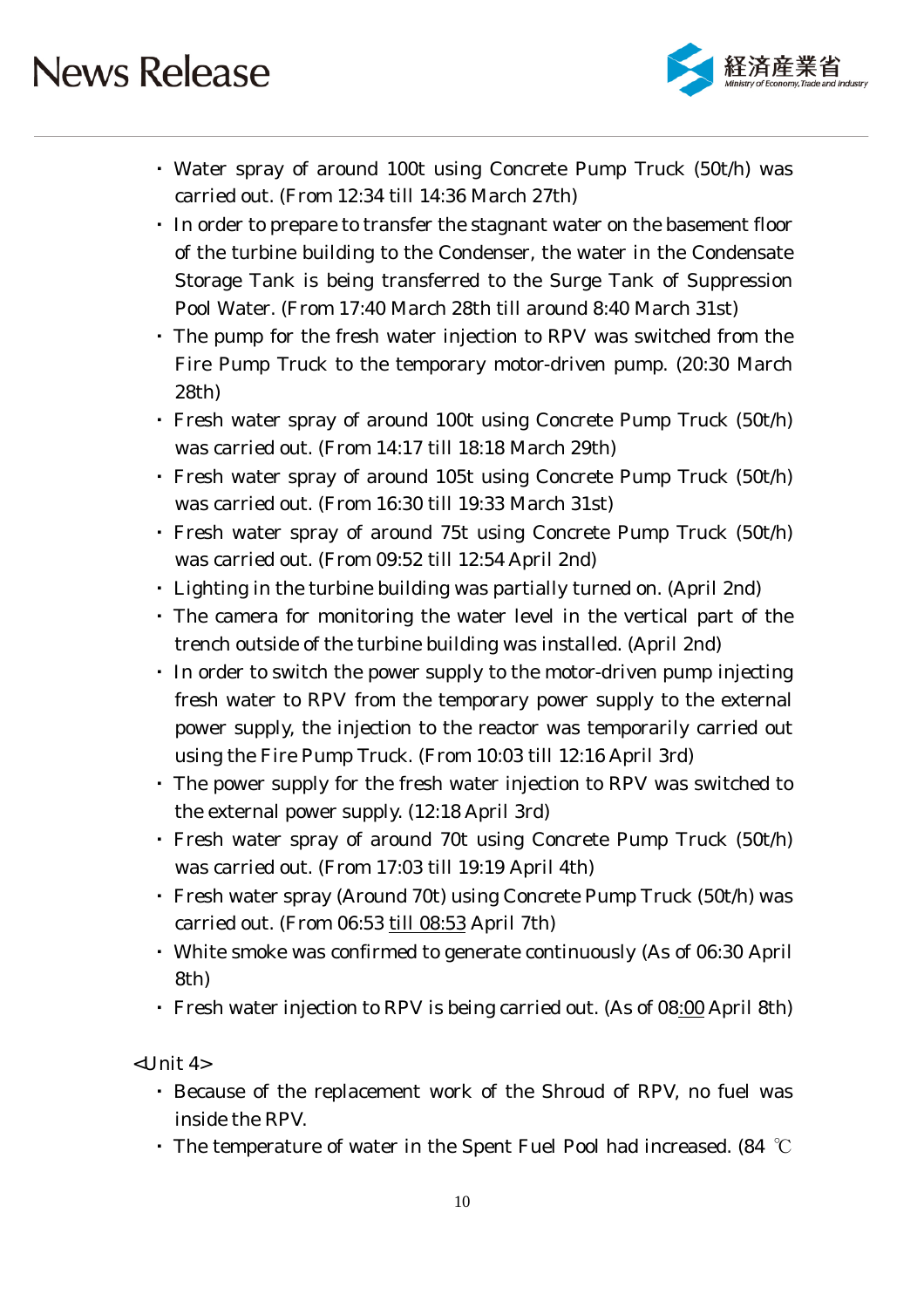- Water spray of around 100t using Concrete Pump Truck (50t/h) was carried out. (From 12:34 till 14:36 March 27th)
- In order to prepare to transfer the stagnant water on the basement floor of the turbine building to the Condenser, the water in the Condensate Storage Tank is being transferred to the Surge Tank of Suppression Pool Water. (From 17:40 March 28th till around 8:40 March 31st)
- The pump for the fresh water injection to RPV was switched from the Fire Pump Truck to the temporary motor-driven pump. (20:30 March 28th)
- Fresh water spray of around 100t using Concrete Pump Truck (50t/h) was carried out. (From 14:17 till 18:18 March 29th)
- Fresh water spray of around 105t using Concrete Pump Truck (50t/h) was carried out. (From 16:30 till 19:33 March 31st)
- Fresh water spray of around 75t using Concrete Pump Truck (50t/h) was carried out. (From 09:52 till 12:54 April 2nd)
- Lighting in the turbine building was partially turned on. (April 2nd)
- The camera for monitoring the water level in the vertical part of the trench outside of the turbine building was installed. (April 2nd)
- In order to switch the power supply to the motor-driven pump injecting fresh water to RPV from the temporary power supply to the external power supply, the injection to the reactor was temporarily carried out using the Fire Pump Truck. (From 10:03 till 12:16 April 3rd)
- The power supply for the fresh water injection to RPV was switched to the external power supply. (12:18 April 3rd)
- Fresh water spray of around 70t using Concrete Pump Truck (50t/h) was carried out. (From 17:03 till 19:19 April 4th)
- Fresh water spray (Around 70t) using Concrete Pump Truck (50t/h) was carried out. (From 06:53 till 08:53 April 7th)
- White smoke was confirmed to generate continuously (As of 06:30 April 8th)
- Fresh water injection to RPV is being carried out. (As of 08:00 April 8th)

<Unit 4>

- Because of the replacement work of the Shroud of RPV, no fuel was inside the RPV.
- The temperature of water in the Spent Fuel Pool had increased. (84 ℃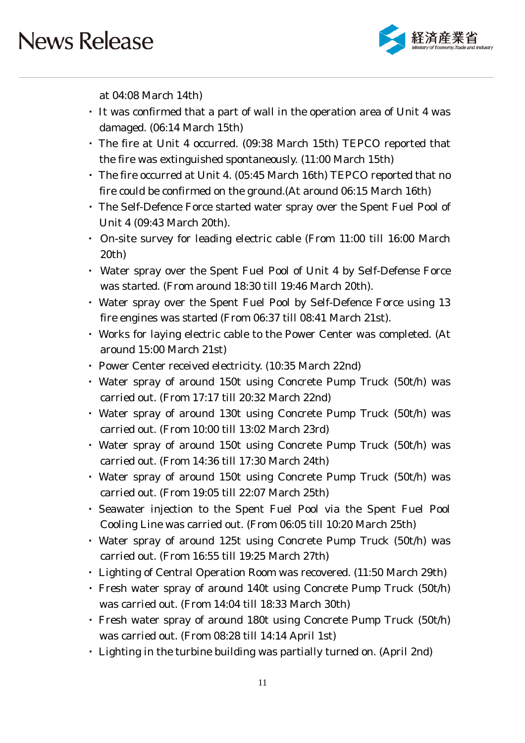at 04:08 March 14th)

- It was confirmed that a part of wall in the operation area of Unit 4 was damaged. (06:14 March 15th)
- The fire at Unit 4 occurred. (09:38 March 15th) TEPCO reported that the fire was extinguished spontaneously. (11:00 March 15th)
- The fire occurred at Unit 4. (05:45 March 16th) TEPCO reported that no fire could be confirmed on the ground.(At around 06:15 March 16th)
- The Self-Defence Force started water spray over the Spent Fuel Pool of Unit 4 (09:43 March 20th).
- On-site survey for leading electric cable (From 11:00 till 16:00 March 20th)
- Water spray over the Spent Fuel Pool of Unit 4 by Self-Defense Force was started. (From around 18:30 till 19:46 March 20th).
- Water spray over the Spent Fuel Pool by Self-Defence Force using 13 fire engines was started (From 06:37 till 08:41 March 21st).
- Works for laying electric cable to the Power Center was completed. (At around 15:00 March 21st)
- Power Center received electricity. (10:35 March 22nd)
- Water spray of around 150t using Concrete Pump Truck (50t/h) was carried out. (From 17:17 till 20:32 March 22nd)
- Water spray of around 130t using Concrete Pump Truck (50t/h) was carried out. (From 10:00 till 13:02 March 23rd)
- Water spray of around 150t using Concrete Pump Truck (50t/h) was carried out. (From 14:36 till 17:30 March 24th)
- Water spray of around 150t using Concrete Pump Truck (50t/h) was carried out. (From 19:05 till 22:07 March 25th)
- Seawater injection to the Spent Fuel Pool via the Spent Fuel Pool Cooling Line was carried out. (From 06:05 till 10:20 March 25th)
- Water spray of around 125t using Concrete Pump Truck (50t/h) was carried out. (From 16:55 till 19:25 March 27th)
- Lighting of Central Operation Room was recovered. (11:50 March 29th)
- Fresh water spray of around 140t using Concrete Pump Truck (50t/h) was carried out. (From 14:04 till 18:33 March 30th)
- Fresh water spray of around 180t using Concrete Pump Truck (50t/h) was carried out. (From 08:28 till 14:14 April 1st)
- Lighting in the turbine building was partially turned on. (April 2nd)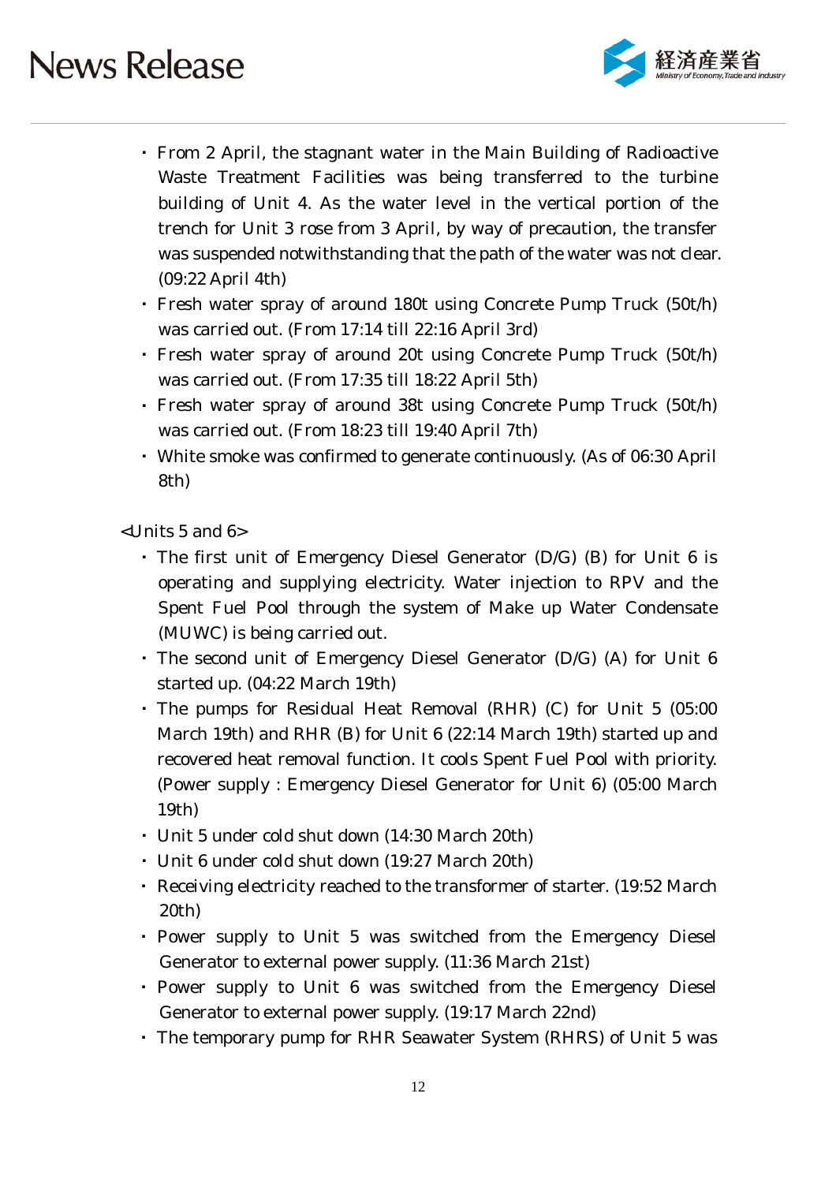- From 2 April, the stagnant water in the Main Building of Radioactive Waste Treatment Facilities was being transferred to the turbine building of Unit 4. As the water level in the vertical portion of the trench for Unit 3 rose from 3 April, by way of precaution, the transfer was suspended notwithstanding that the path of the water was not clear. (09:22 April 4th)
- Fresh water spray of around 180t using Concrete Pump Truck (50t/h) was carried out. (From 17:14 till 22:16 April 3rd)
- Fresh water spray of around 20t using Concrete Pump Truck (50t/h) was carried out. (From 17:35 till 18:22 April 5th)
- Fresh water spray of around 38t using Concrete Pump Truck (50t/h) was carried out. (From 18:23 till 19:40 April 7th)
- White smoke was confirmed to generate continuously. (As of 06:30 April 8th)

<Units 5 and 6>

- The first unit of Emergency Diesel Generator (D/G) (B) for Unit 6 is operating and supplying electricity. Water injection to RPV and the Spent Fuel Pool through the system of Make up Water Condensate (MUWC) is being carried out.
- The second unit of Emergency Diesel Generator (D/G) (A) for Unit 6 started up. (04:22 March 19th)
- The pumps for Residual Heat Removal (RHR) (C) for Unit 5 (05:00 March 19th) and RHR (B) for Unit 6 (22:14 March 19th) started up and recovered heat removal function. It cools Spent Fuel Pool with priority. (Power supply : Emergency Diesel Generator for Unit 6) (05:00 March 19th)
- Unit 5 under cold shut down (14:30 March 20th)
- Unit 6 under cold shut down (19:27 March 20th)
- Receiving electricity reached to the transformer of starter. (19:52 March 20th)
- Power supply to Unit 5 was switched from the Emergency Diesel Generator to external power supply. (11:36 March 21st)
- Power supply to Unit 6 was switched from the Emergency Diesel Generator to external power supply. (19:17 March 22nd)
- The temporary pump for RHR Seawater System (RHRS) of Unit 5 was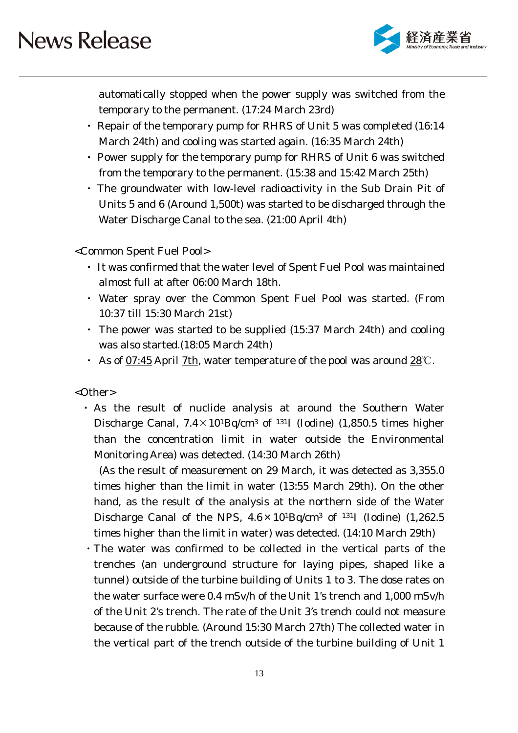automatically stopped when the power supply was switched from the temporary to the permanent. (17:24 March 23rd)

- Repair of the temporary pump for RHRS of Unit 5 was completed (16:14 March 24th) and cooling was started again. (16:35 March 24th)
- Power supply for the temporary pump for RHRS of Unit 6 was switched from the temporary to the permanent. (15:38 and 15:42 March 25th)
- The groundwater with low-level radioactivity in the Sub Drain Pit of Units 5 and 6 (Around 1,500t) was started to be discharged through the Water Discharge Canal to the sea. (21:00 April 4th)

<Common Spent Fuel Pool>

- It was confirmed that the water level of Spent Fuel Pool was maintained almost full at after 06:00 March 18th.
- Water spray over the Common Spent Fuel Pool was started. (From 10:37 till 15:30 March 21st)
- The power was started to be supplied (15:37 March 24th) and cooling was also started.(18:05 March 24th)
- As of <u>07:45</u> April <u>7th</u>, water temperature of the pool was around <u>28</u>℃.

<Other>

- As the result of nuclide analysis at around the Southern Water Discharge Canal, $7.4\times10^{1}$Bq/cm$^{3}$ of $^{131}$I (Iodine) (1,850.5 times higher than the concentration limit in water outside the Environmental Monitoring Area) was detected. (14:30 March 26th)

  (As the result of measurement on 29 March, it was detected as 3,355.0 times higher than the limit in water (13:55 March 29th). On the other hand, as the result of the analysis at the northern side of the Water Discharge Canal of the NPS, $4.6\times10^{1}$Bq/cm$^{3}$ of $^{131}$I (Iodine) (1,262.5 times higher than the limit in water) was detected. (14:10 March 29th)
- The water was confirmed to be collected in the vertical parts of the trenches (an underground structure for laying pipes, shaped like a tunnel) outside of the turbine building of Units 1 to 3. The dose rates on the water surface were 0.4 mSv/h of the Unit 1's trench and 1,000 mSv/h of the Unit 2's trench. The rate of the Unit 3's trench could not measure because of the rubble. (Around 15:30 March 27th) The collected water in the vertical part of the trench outside of the turbine building of Unit 1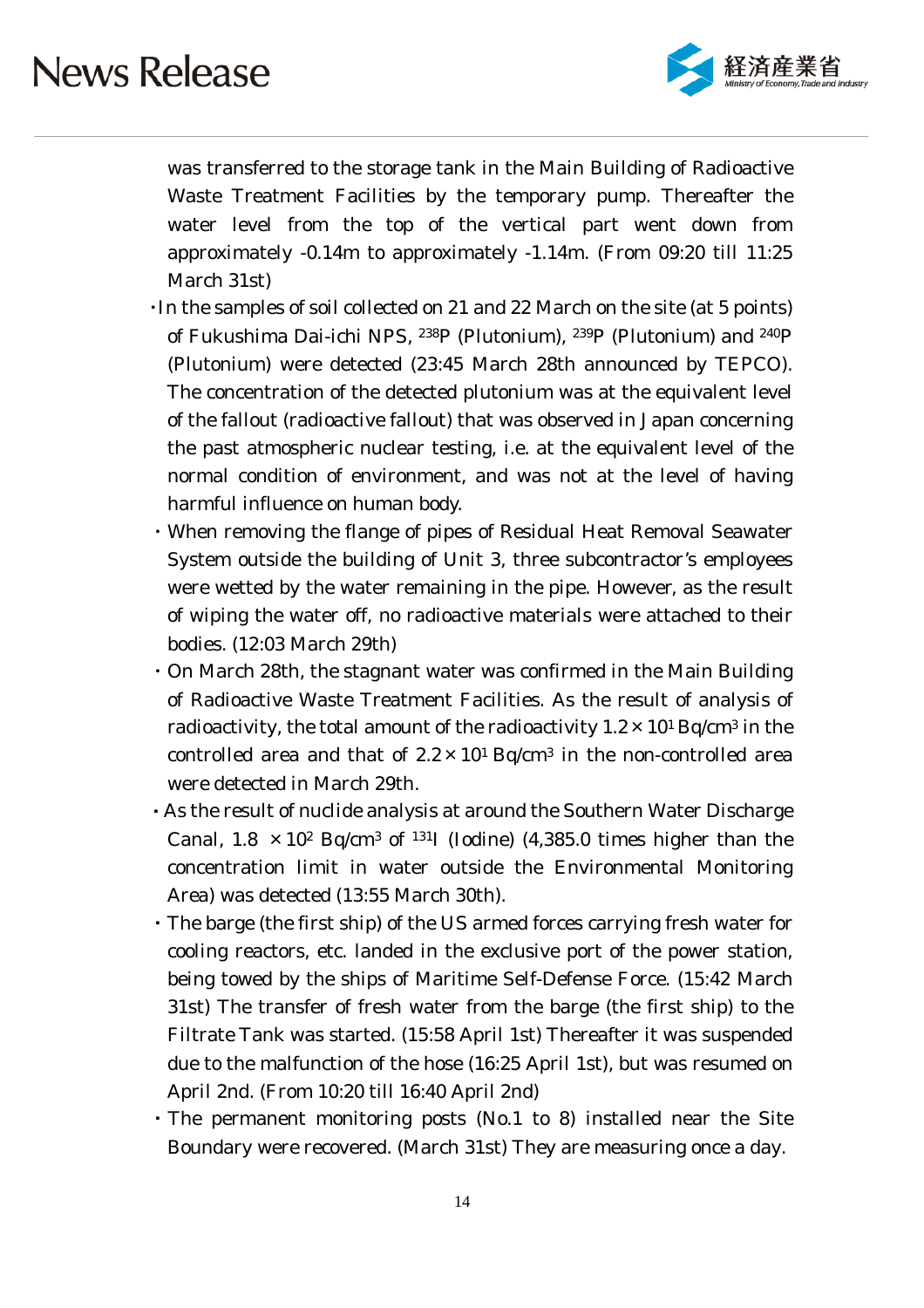was transferred to the storage tank in the Main Building of Radioactive Waste Treatment Facilities by the temporary pump. Thereafter the water level from the top of the vertical part went down from approximately -0.14m to approximately -1.14m. (From 09:20 till 11:25 March 31st)

- In the samples of soil collected on 21 and 22 March on the site (at 5 points) of Fukushima Dai-ichi NPS, $^{238}$P (Plutonium), $^{239}$P (Plutonium) and $^{240}$P (Plutonium) were detected (23:45 March 28th announced by TEPCO). The concentration of the detected plutonium was at the equivalent level of the fallout (radioactive fallout) that was observed in Japan concerning the past atmospheric nuclear testing, i.e. at the equivalent level of the normal condition of environment, and was not at the level of having harmful influence on human body.
- When removing the flange of pipes of Residual Heat Removal Seawater System outside the building of Unit 3, three subcontractor's employees were wetted by the water remaining in the pipe. However, as the result of wiping the water off, no radioactive materials were attached to their bodies. (12:03 March 29th)
- On March 28th, the stagnant water was confirmed in the Main Building of Radioactive Waste Treatment Facilities. As the result of analysis of radioactivity, the total amount of the radioactivity $1.2 \times 10^1$ Bq/cm$^3$ in the controlled area and that of $2.2 \times 10^1$ Bq/cm$^3$ in the non-controlled area were detected in March 29th.
- As the result of nuclide analysis at around the Southern Water Discharge Canal, $1.8 \times 10^2$ Bq/cm$^3$ of $^{131}$I (Iodine) (4,385.0 times higher than the concentration limit in water outside the Environmental Monitoring Area) was detected (13:55 March 30th).
- The barge (the first ship) of the US armed forces carrying fresh water for cooling reactors, etc. landed in the exclusive port of the power station, being towed by the ships of Maritime Self-Defense Force. (15:42 March 31st) The transfer of fresh water from the barge (the first ship) to the Filtrate Tank was started. (15:58 April 1st) Thereafter it was suspended due to the malfunction of the hose (16:25 April 1st), but was resumed on April 2nd. (From 10:20 till 16:40 April 2nd)
- The permanent monitoring posts (No.1 to 8) installed near the Site Boundary were recovered. (March 31st) They are measuring once a day.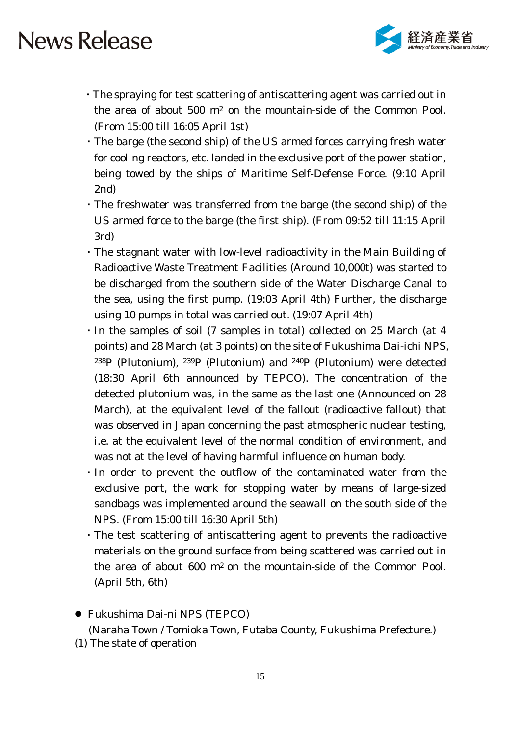- The spraying for test scattering of antiscattering agent was carried out in the area of about 500 $m^2$ on the mountain-side of the Common Pool. (From 15:00 till 16:05 April 1st)
- The barge (the second ship) of the US armed forces carrying fresh water for cooling reactors, etc. landed in the exclusive port of the power station, being towed by the ships of Maritime Self-Defense Force. (9:10 April 2nd)
- The freshwater was transferred from the barge (the second ship) of the US armed force to the barge (the first ship). (From 09:52 till 11:15 April 3rd)
- The stagnant water with low-level radioactivity in the Main Building of Radioactive Waste Treatment Facilities (Around 10,000t) was started to be discharged from the southern side of the Water Discharge Canal to the sea, using the first pump. (19:03 April 4th) Further, the discharge using 10 pumps in total was carried out. (19:07 April 4th)
- In the samples of soil (7 samples in total) collected on 25 March (at 4 points) and 28 March (at 3 points) on the site of Fukushima Dai-ichi NPS, $^{238}$P (Plutonium), $^{239}$P (Plutonium) and $^{240}$P (Plutonium) were detected (18:30 April 6th announced by TEPCO). The concentration of the detected plutonium was, in the same as the last one (Announced on 28 March), at the equivalent level of the fallout (radioactive fallout) that was observed in Japan concerning the past atmospheric nuclear testing, i.e. at the equivalent level of the normal condition of environment, and was not at the level of having harmful influence on human body.
- In order to prevent the outflow of the contaminated water from the exclusive port, the work for stopping water by means of large-sized sandbags was implemented around the seawall on the south side of the NPS. (From 15:00 till 16:30 April 5th)
- The test scattering of antiscattering agent to prevents the radioactive materials on the ground surface from being scattered was carried out in the area of about 600 $m^2$ on the mountain-side of the Common Pool. (April 5th, 6th)

- Fukushima Dai-ni NPS (TEPCO)
  (Naraha Town / Tomioka Town, Futaba County, Fukushima Prefecture.)

(1) The state of operation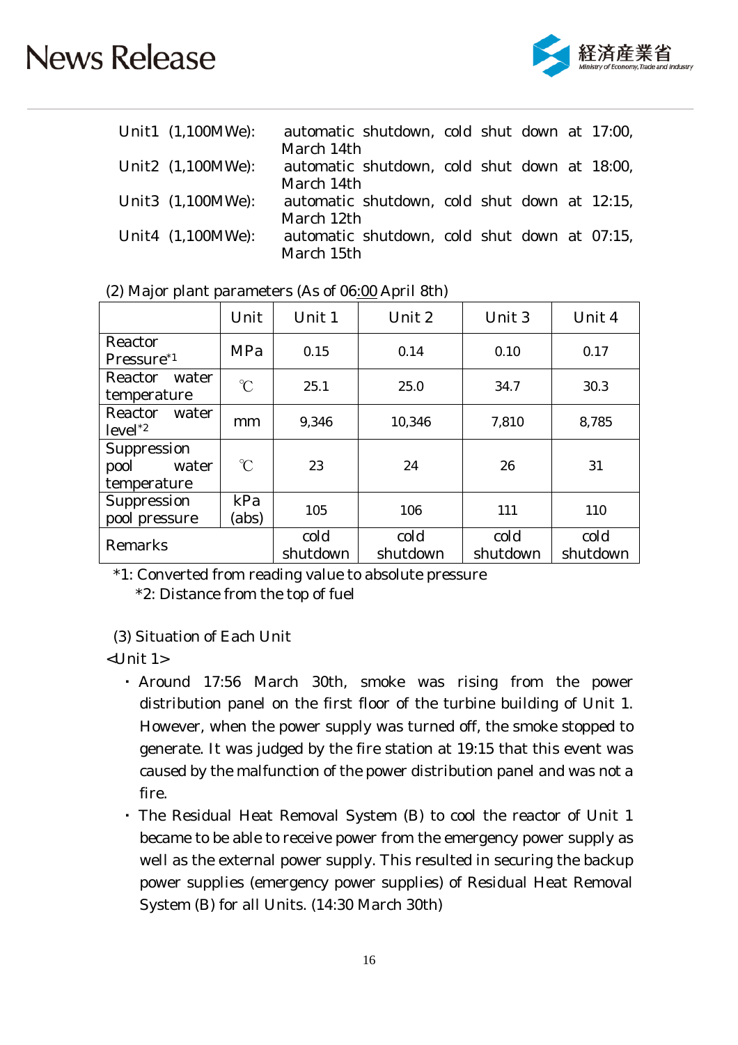Unit1 (1,100MWe): automatic shutdown, cold shut down at 17:00, March 14th
Unit2 (1,100MWe): automatic shutdown, cold shut down at 18:00, March 14th
Unit3 (1,100MWe): automatic shutdown, cold shut down at 12:15, March 12th
Unit4 (1,100MWe): automatic shutdown, cold shut down at 07:15, March 15th

(2) Major plant parameters (As of 06:00 April 8th)

| | Unit | Unit 1 | Unit 2 | Unit 3 | Unit 4 |
|---|---|---|---|---|---|
| Reactor Pressure*1 | MPa | 0.15 | 0.14 | 0.10 | 0.17 |
| Reactor water temperature | ℃ | 25.1 | 25.0 | 34.7 | 30.3 |
| Reactor water level*2 | mm | 9,346 | 10,346 | 7,810 | 8,785 |
| Suppression pool water temperature | ℃ | 23 | 24 | 26 | 31 |
| Suppression pool pressure | kPa (abs) | 105 | 106 | 111 | 110 |
| Remarks | | cold shutdown | cold shutdown | cold shutdown | cold shutdown |

*1: Converted from reading value to absolute pressure
*2: Distance from the top of fuel

(3) Situation of Each Unit

<Unit 1>

- Around 17:56 March 30th, smoke was rising from the power distribution panel on the first floor of the turbine building of Unit 1. However, when the power supply was turned off, the smoke stopped to generate. It was judged by the fire station at 19:15 that this event was caused by the malfunction of the power distribution panel and was not a fire.
- The Residual Heat Removal System (B) to cool the reactor of Unit 1 became to be able to receive power from the emergency power supply as well as the external power supply. This resulted in securing the backup power supplies (emergency power supplies) of Residual Heat Removal System (B) for all Units. (14:30 March 30th)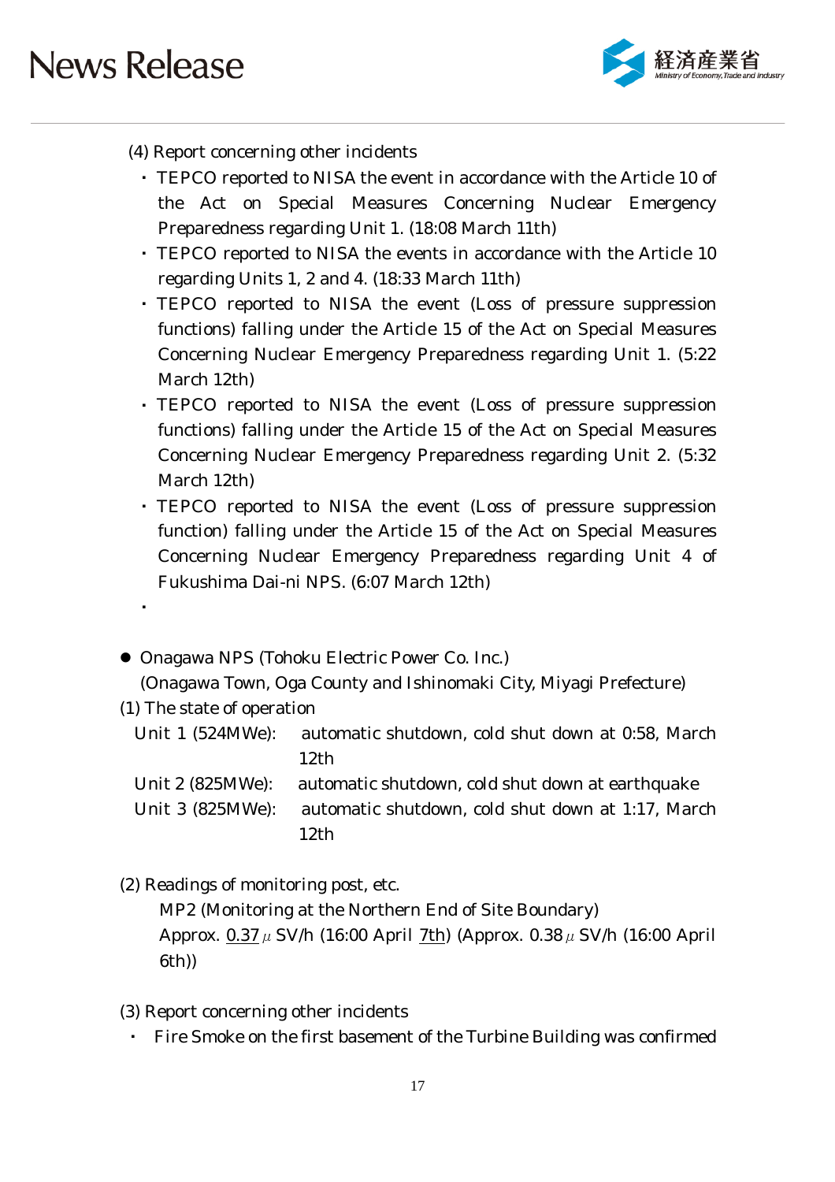(4) Report concerning other incidents

- TEPCO reported to NISA the event in accordance with the Article 10 of the Act on Special Measures Concerning Nuclear Emergency Preparedness regarding Unit 1. (18:08 March 11th)
- TEPCO reported to NISA the events in accordance with the Article 10 regarding Units 1, 2 and 4. (18:33 March 11th)
- TEPCO reported to NISA the event (Loss of pressure suppression functions) falling under the Article 15 of the Act on Special Measures Concerning Nuclear Emergency Preparedness regarding Unit 1. (5:22 March 12th)
- TEPCO reported to NISA the event (Loss of pressure suppression functions) falling under the Article 15 of the Act on Special Measures Concerning Nuclear Emergency Preparedness regarding Unit 2. (5:32 March 12th)
- TEPCO reported to NISA the event (Loss of pressure suppression function) falling under the Article 15 of the Act on Special Measures Concerning Nuclear Emergency Preparedness regarding Unit 4 of Fukushima Dai-ni NPS. (6:07 March 12th)
- 

- Onagawa NPS (Tohoku Electric Power Co. Inc.)
  (Onagawa Town, Oga County and Ishinomaki City, Miyagi Prefecture)

(1) The state of operation

Unit 1 (524MWe): automatic shutdown, cold shut down at 0:58, March 12th
Unit 2 (825MWe): automatic shutdown, cold shut down at earthquake
Unit 3 (825MWe): automatic shutdown, cold shut down at 1:17, March 12th

(2) Readings of monitoring post, etc.

MP2 (Monitoring at the Northern End of Site Boundary)
Approx. 0.37μSV/h (16:00 April 7th) (Approx. 0.38μSV/h (16:00 April 6th))

(3) Report concerning other incidents

- Fire Smoke on the first basement of the Turbine Building was confirmed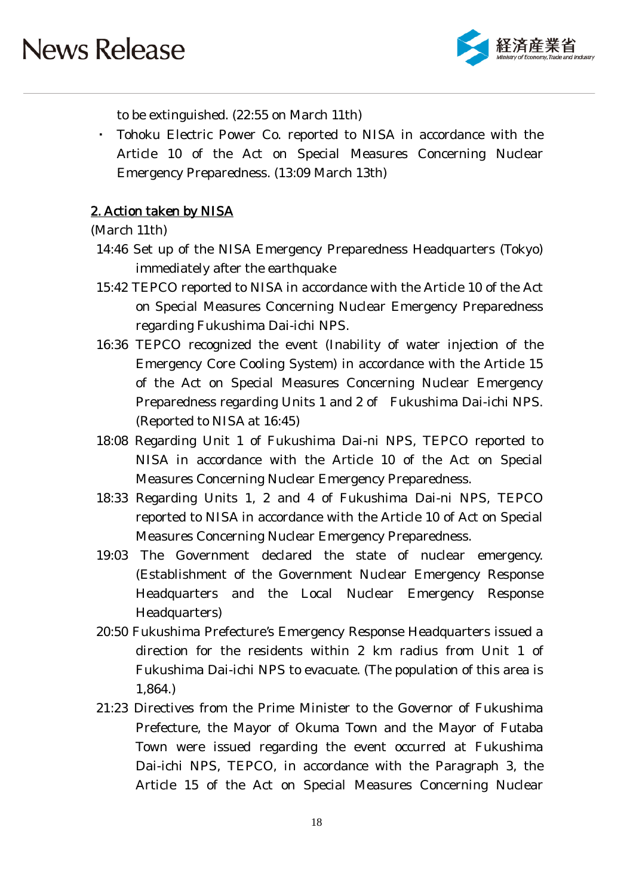to be extinguished. (22:55 on March 11th)

- Tohoku Electric Power Co. reported to NISA in accordance with the Article 10 of the Act on Special Measures Concerning Nuclear Emergency Preparedness. (13:09 March 13th)

## 2. Action taken by NISA

(March 11th)

14:46 Set up of the NISA Emergency Preparedness Headquarters (Tokyo) immediately after the earthquake

15:42 TEPCO reported to NISA in accordance with the Article 10 of the Act on Special Measures Concerning Nuclear Emergency Preparedness regarding Fukushima Dai-ichi NPS.

16:36 TEPCO recognized the event (Inability of water injection of the Emergency Core Cooling System) in accordance with the Article 15 of the Act on Special Measures Concerning Nuclear Emergency Preparedness regarding Units 1 and 2 of Fukushima Dai-ichi NPS. (Reported to NISA at 16:45)

18:08 Regarding Unit 1 of Fukushima Dai-ni NPS, TEPCO reported to NISA in accordance with the Article 10 of the Act on Special Measures Concerning Nuclear Emergency Preparedness.

18:33 Regarding Units 1, 2 and 4 of Fukushima Dai-ni NPS, TEPCO reported to NISA in accordance with the Article 10 of Act on Special Measures Concerning Nuclear Emergency Preparedness.

19:03 The Government declared the state of nuclear emergency. (Establishment of the Government Nuclear Emergency Response Headquarters and the Local Nuclear Emergency Response Headquarters)

20:50 Fukushima Prefecture's Emergency Response Headquarters issued a direction for the residents within 2 km radius from Unit 1 of Fukushima Dai-ichi NPS to evacuate. (The population of this area is 1,864.)

21:23 Directives from the Prime Minister to the Governor of Fukushima Prefecture, the Mayor of Okuma Town and the Mayor of Futaba Town were issued regarding the event occurred at Fukushima Dai-ichi NPS, TEPCO, in accordance with the Paragraph 3, the Article 15 of the Act on Special Measures Concerning Nuclear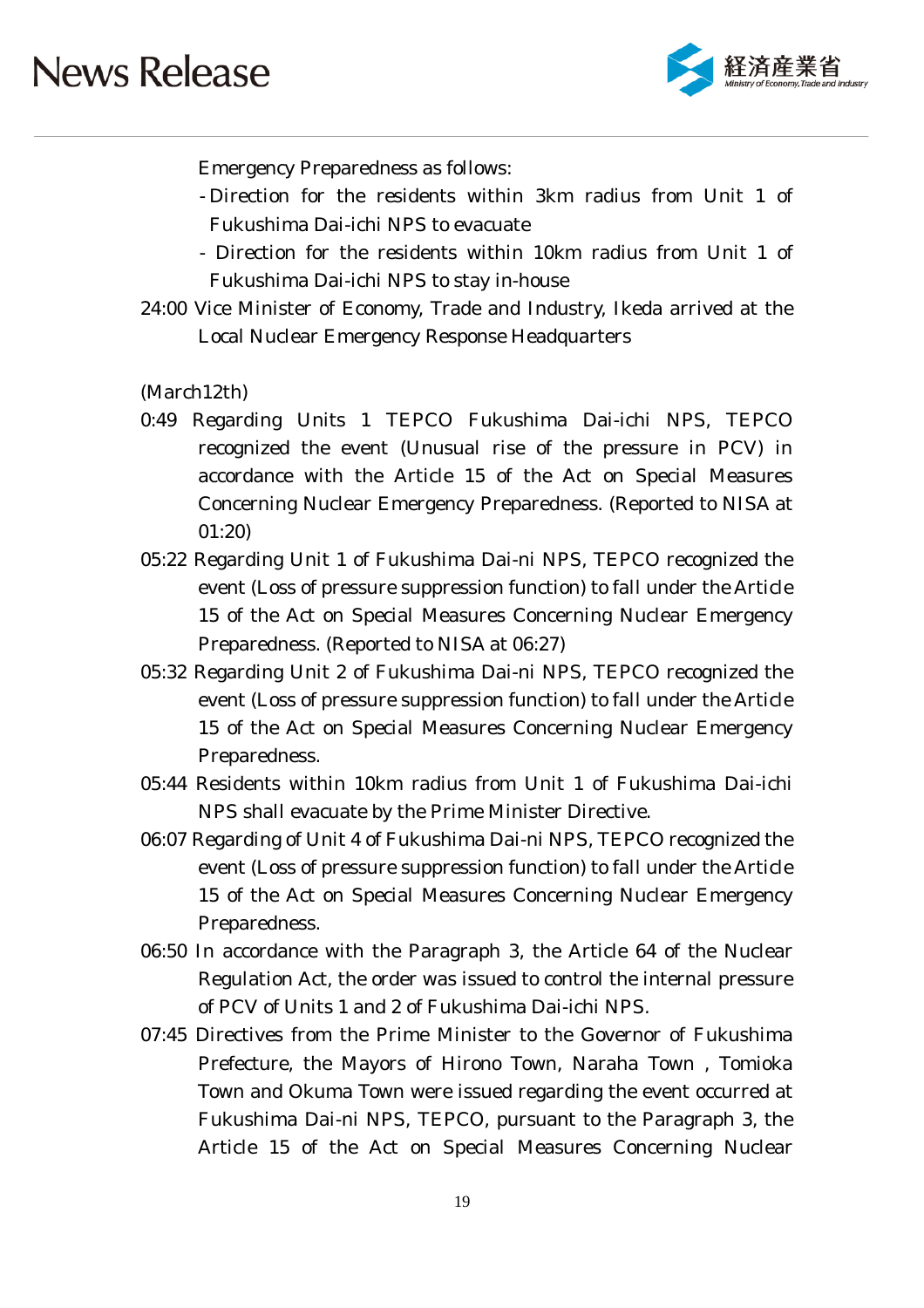Emergency Preparedness as follows:

- Direction for the residents within 3km radius from Unit 1 of Fukushima Dai-ichi NPS to evacuate
- Direction for the residents within 10km radius from Unit 1 of Fukushima Dai-ichi NPS to stay in-house

24:00 Vice Minister of Economy, Trade and Industry, Ikeda arrived at the Local Nuclear Emergency Response Headquarters

(March12th)

0:49 Regarding Units 1 TEPCO Fukushima Dai-ichi NPS, TEPCO recognized the event (Unusual rise of the pressure in PCV) in accordance with the Article 15 of the Act on Special Measures Concerning Nuclear Emergency Preparedness. (Reported to NISA at 01:20)

05:22 Regarding Unit 1 of Fukushima Dai-ni NPS, TEPCO recognized the event (Loss of pressure suppression function) to fall under the Article 15 of the Act on Special Measures Concerning Nuclear Emergency Preparedness. (Reported to NISA at 06:27)

05:32 Regarding Unit 2 of Fukushima Dai-ni NPS, TEPCO recognized the event (Loss of pressure suppression function) to fall under the Article 15 of the Act on Special Measures Concerning Nuclear Emergency Preparedness.

05:44 Residents within 10km radius from Unit 1 of Fukushima Dai-ichi NPS shall evacuate by the Prime Minister Directive.

06:07 Regarding of Unit 4 of Fukushima Dai-ni NPS, TEPCO recognized the event (Loss of pressure suppression function) to fall under the Article 15 of the Act on Special Measures Concerning Nuclear Emergency Preparedness.

06:50 In accordance with the Paragraph 3, the Article 64 of the Nuclear Regulation Act, the order was issued to control the internal pressure of PCV of Units 1 and 2 of Fukushima Dai-ichi NPS.

07:45 Directives from the Prime Minister to the Governor of Fukushima Prefecture, the Mayors of Hirono Town, Naraha Town , Tomioka Town and Okuma Town were issued regarding the event occurred at Fukushima Dai-ni NPS, TEPCO, pursuant to the Paragraph 3, the Article 15 of the Act on Special Measures Concerning Nuclear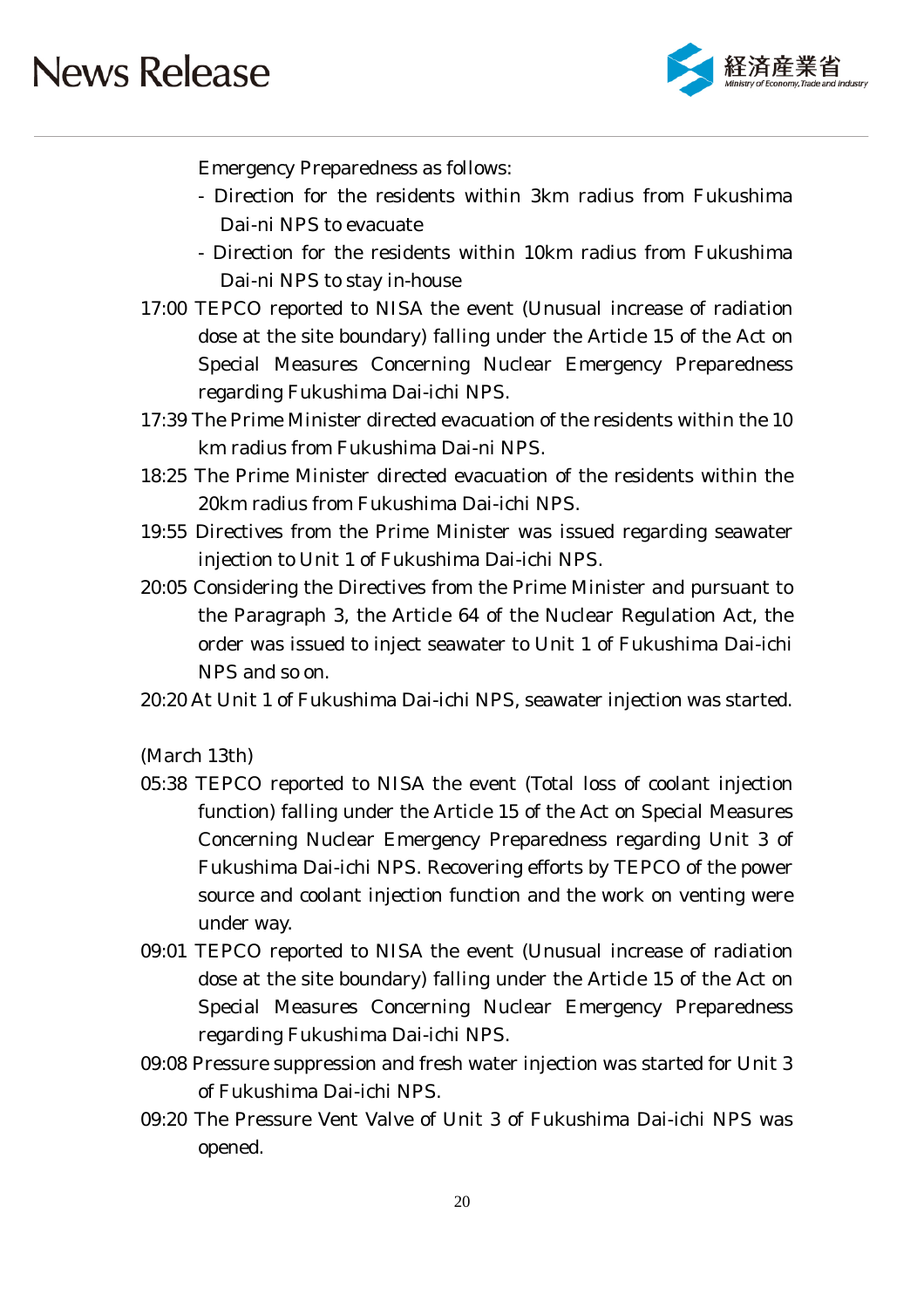Emergency Preparedness as follows:

- Direction for the residents within 3km radius from Fukushima Dai-ni NPS to evacuate
- Direction for the residents within 10km radius from Fukushima Dai-ni NPS to stay in-house

17:00 TEPCO reported to NISA the event (Unusual increase of radiation dose at the site boundary) falling under the Article 15 of the Act on Special Measures Concerning Nuclear Emergency Preparedness regarding Fukushima Dai-ichi NPS.

17:39 The Prime Minister directed evacuation of the residents within the 10 km radius from Fukushima Dai-ni NPS.

18:25 The Prime Minister directed evacuation of the residents within the 20km radius from Fukushima Dai-ichi NPS.

19:55 Directives from the Prime Minister was issued regarding seawater injection to Unit 1 of Fukushima Dai-ichi NPS.

20:05 Considering the Directives from the Prime Minister and pursuant to the Paragraph 3, the Article 64 of the Nuclear Regulation Act, the order was issued to inject seawater to Unit 1 of Fukushima Dai-ichi NPS and so on.

20:20 At Unit 1 of Fukushima Dai-ichi NPS, seawater injection was started.

(March 13th)

05:38 TEPCO reported to NISA the event (Total loss of coolant injection function) falling under the Article 15 of the Act on Special Measures Concerning Nuclear Emergency Preparedness regarding Unit 3 of Fukushima Dai-ichi NPS. Recovering efforts by TEPCO of the power source and coolant injection function and the work on venting were under way.

09:01 TEPCO reported to NISA the event (Unusual increase of radiation dose at the site boundary) falling under the Article 15 of the Act on Special Measures Concerning Nuclear Emergency Preparedness regarding Fukushima Dai-ichi NPS.

09:08 Pressure suppression and fresh water injection was started for Unit 3 of Fukushima Dai-ichi NPS.

09:20 The Pressure Vent Valve of Unit 3 of Fukushima Dai-ichi NPS was opened.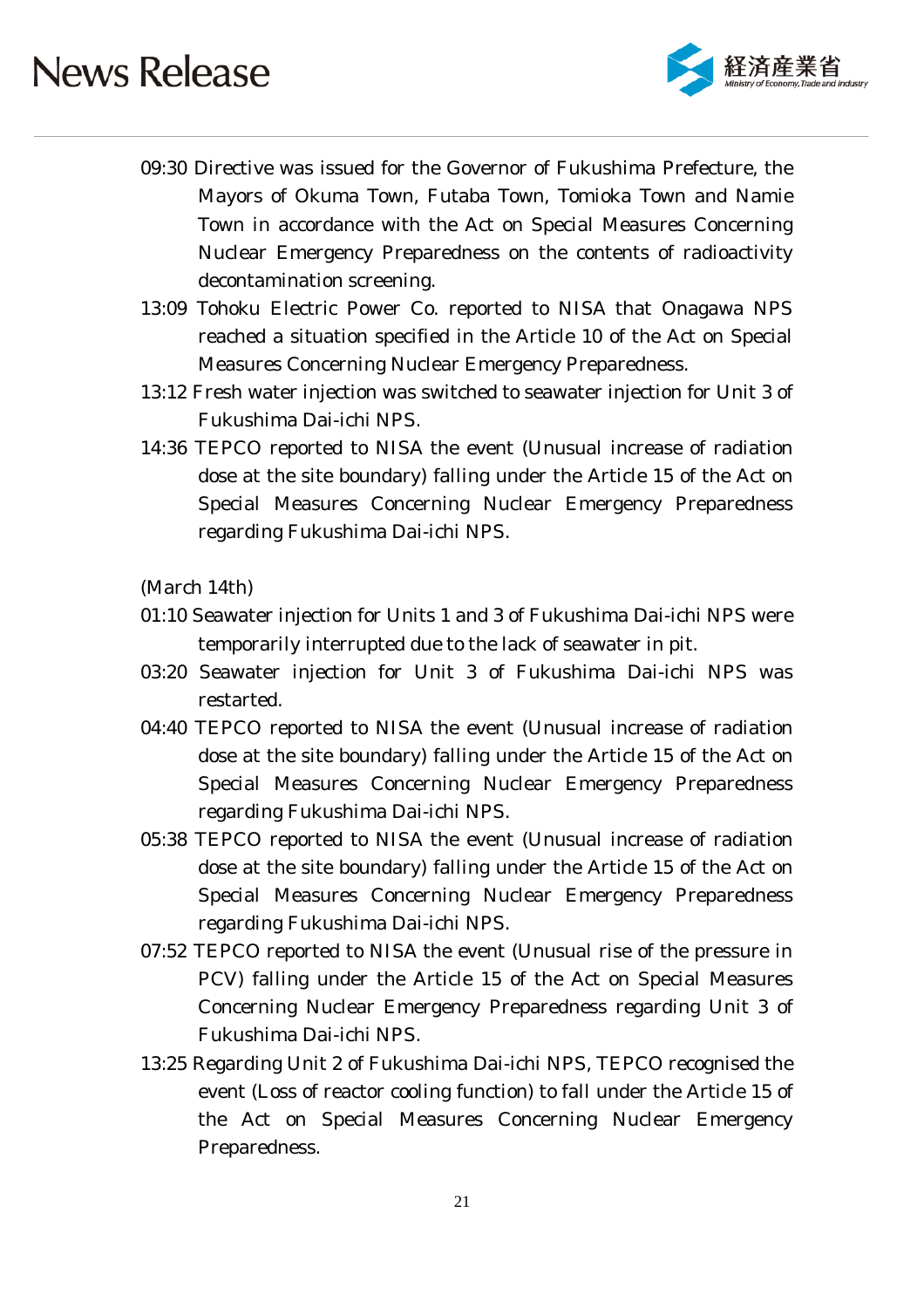09:30 Directive was issued for the Governor of Fukushima Prefecture, the Mayors of Okuma Town, Futaba Town, Tomioka Town and Namie Town in accordance with the Act on Special Measures Concerning Nuclear Emergency Preparedness on the contents of radioactivity decontamination screening.

13:09 Tohoku Electric Power Co. reported to NISA that Onagawa NPS reached a situation specified in the Article 10 of the Act on Special Measures Concerning Nuclear Emergency Preparedness.

13:12 Fresh water injection was switched to seawater injection for Unit 3 of Fukushima Dai-ichi NPS.

14:36 TEPCO reported to NISA the event (Unusual increase of radiation dose at the site boundary) falling under the Article 15 of the Act on Special Measures Concerning Nuclear Emergency Preparedness regarding Fukushima Dai-ichi NPS.

(March 14th)

01:10 Seawater injection for Units 1 and 3 of Fukushima Dai-ichi NPS were temporarily interrupted due to the lack of seawater in pit.

03:20 Seawater injection for Unit 3 of Fukushima Dai-ichi NPS was restarted.

04:40 TEPCO reported to NISA the event (Unusual increase of radiation dose at the site boundary) falling under the Article 15 of the Act on Special Measures Concerning Nuclear Emergency Preparedness regarding Fukushima Dai-ichi NPS.

05:38 TEPCO reported to NISA the event (Unusual increase of radiation dose at the site boundary) falling under the Article 15 of the Act on Special Measures Concerning Nuclear Emergency Preparedness regarding Fukushima Dai-ichi NPS.

07:52 TEPCO reported to NISA the event (Unusual rise of the pressure in PCV) falling under the Article 15 of the Act on Special Measures Concerning Nuclear Emergency Preparedness regarding Unit 3 of Fukushima Dai-ichi NPS.

13:25 Regarding Unit 2 of Fukushima Dai-ichi NPS, TEPCO recognised the event (Loss of reactor cooling function) to fall under the Article 15 of the Act on Special Measures Concerning Nuclear Emergency Preparedness.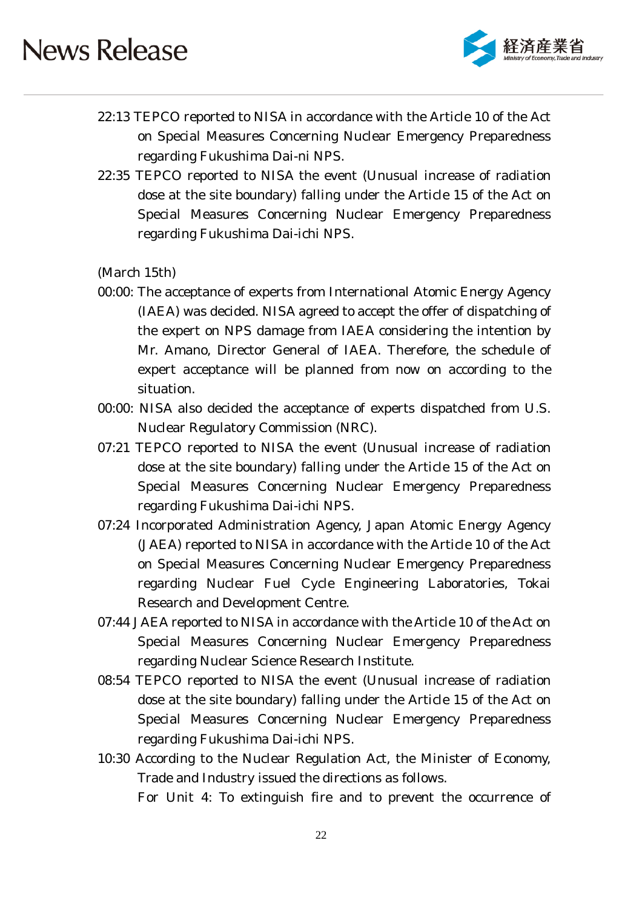22:13 TEPCO reported to NISA in accordance with the Article 10 of the Act on Special Measures Concerning Nuclear Emergency Preparedness regarding Fukushima Dai-ni NPS.

22:35 TEPCO reported to NISA the event (Unusual increase of radiation dose at the site boundary) falling under the Article 15 of the Act on Special Measures Concerning Nuclear Emergency Preparedness regarding Fukushima Dai-ichi NPS.

(March 15th)

00:00: The acceptance of experts from International Atomic Energy Agency (IAEA) was decided. NISA agreed to accept the offer of dispatching of the expert on NPS damage from IAEA considering the intention by Mr. Amano, Director General of IAEA. Therefore, the schedule of expert acceptance will be planned from now on according to the situation.

00:00: NISA also decided the acceptance of experts dispatched from U.S. Nuclear Regulatory Commission (NRC).

07:21 TEPCO reported to NISA the event (Unusual increase of radiation dose at the site boundary) falling under the Article 15 of the Act on Special Measures Concerning Nuclear Emergency Preparedness regarding Fukushima Dai-ichi NPS.

07:24 Incorporated Administration Agency, Japan Atomic Energy Agency (JAEA) reported to NISA in accordance with the Article 10 of the Act on Special Measures Concerning Nuclear Emergency Preparedness regarding Nuclear Fuel Cycle Engineering Laboratories, Tokai Research and Development Centre.

07:44 JAEA reported to NISA in accordance with the Article 10 of the Act on Special Measures Concerning Nuclear Emergency Preparedness regarding Nuclear Science Research Institute.

08:54 TEPCO reported to NISA the event (Unusual increase of radiation dose at the site boundary) falling under the Article 15 of the Act on Special Measures Concerning Nuclear Emergency Preparedness regarding Fukushima Dai-ichi NPS.

10:30 According to the Nuclear Regulation Act, the Minister of Economy, Trade and Industry issued the directions as follows.
For Unit 4: To extinguish fire and to prevent the occurrence of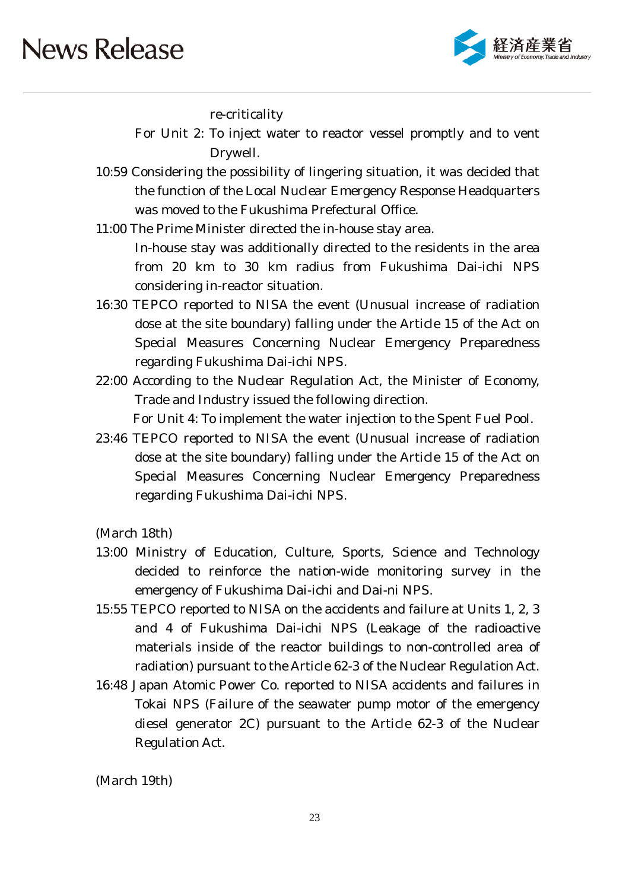re-criticality

For Unit 2: To inject water to reactor vessel promptly and to vent Drywell.

10:59 Considering the possibility of lingering situation, it was decided that the function of the Local Nuclear Emergency Response Headquarters was moved to the Fukushima Prefectural Office.

11:00 The Prime Minister directed the in-house stay area.

In-house stay was additionally directed to the residents in the area from 20 km to 30 km radius from Fukushima Dai-ichi NPS considering in-reactor situation.

16:30 TEPCO reported to NISA the event (Unusual increase of radiation dose at the site boundary) falling under the Article 15 of the Act on Special Measures Concerning Nuclear Emergency Preparedness regarding Fukushima Dai-ichi NPS.

22:00 According to the Nuclear Regulation Act, the Minister of Economy, Trade and Industry issued the following direction.

For Unit 4: To implement the water injection to the Spent Fuel Pool.

23:46 TEPCO reported to NISA the event (Unusual increase of radiation dose at the site boundary) falling under the Article 15 of the Act on Special Measures Concerning Nuclear Emergency Preparedness regarding Fukushima Dai-ichi NPS.

(March 18th)

13:00 Ministry of Education, Culture, Sports, Science and Technology decided to reinforce the nation-wide monitoring survey in the emergency of Fukushima Dai-ichi and Dai-ni NPS.

15:55 TEPCO reported to NISA on the accidents and failure at Units 1, 2, 3 and 4 of Fukushima Dai-ichi NPS (Leakage of the radioactive materials inside of the reactor buildings to non-controlled area of radiation) pursuant to the Article 62-3 of the Nuclear Regulation Act.

16:48 Japan Atomic Power Co. reported to NISA accidents and failures in Tokai NPS (Failure of the seawater pump motor of the emergency diesel generator 2C) pursuant to the Article 62-3 of the Nuclear Regulation Act.

(March 19th)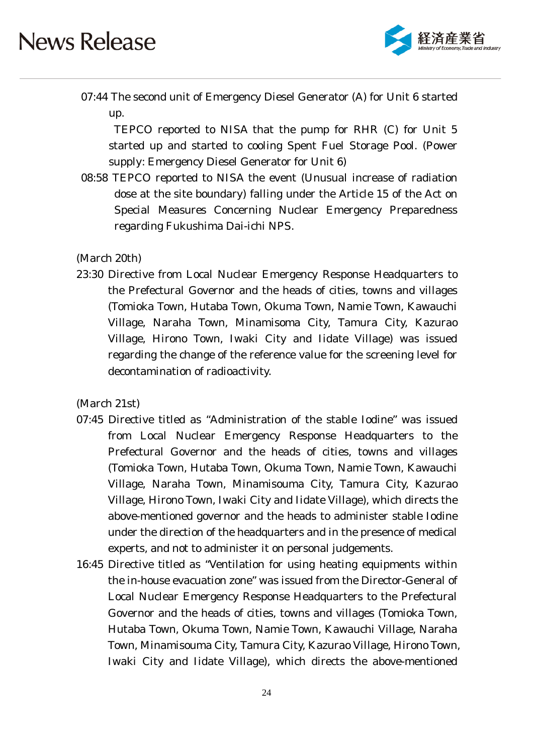07:44 The second unit of Emergency Diesel Generator (A) for Unit 6 started up.

TEPCO reported to NISA that the pump for RHR (C) for Unit 5 started up and started to cooling Spent Fuel Storage Pool. (Power supply: Emergency Diesel Generator for Unit 6)

08:58 TEPCO reported to NISA the event (Unusual increase of radiation dose at the site boundary) falling under the Article 15 of the Act on Special Measures Concerning Nuclear Emergency Preparedness regarding Fukushima Dai-ichi NPS.

(March 20th)

23:30 Directive from Local Nuclear Emergency Response Headquarters to the Prefectural Governor and the heads of cities, towns and villages (Tomioka Town, Hutaba Town, Okuma Town, Namie Town, Kawauchi Village, Naraha Town, Minamisoma City, Tamura City, Kazurao Village, Hirono Town, Iwaki City and Iidate Village) was issued regarding the change of the reference value for the screening level for decontamination of radioactivity.

(March 21st)

07:45 Directive titled as "Administration of the stable Iodine" was issued from Local Nuclear Emergency Response Headquarters to the Prefectural Governor and the heads of cities, towns and villages (Tomioka Town, Hutaba Town, Okuma Town, Namie Town, Kawauchi Village, Naraha Town, Minamisouma City, Tamura City, Kazurao Village, Hirono Town, Iwaki City and Iidate Village), which directs the above-mentioned governor and the heads to administer stable Iodine under the direction of the headquarters and in the presence of medical experts, and not to administer it on personal judgements.

16:45 Directive titled as "Ventilation for using heating equipments within the in-house evacuation zone" was issued from the Director-General of Local Nuclear Emergency Response Headquarters to the Prefectural Governor and the heads of cities, towns and villages (Tomioka Town, Hutaba Town, Okuma Town, Namie Town, Kawauchi Village, Naraha Town, Minamisouma City, Tamura City, Kazurao Village, Hirono Town, Iwaki City and Iidate Village), which directs the above-mentioned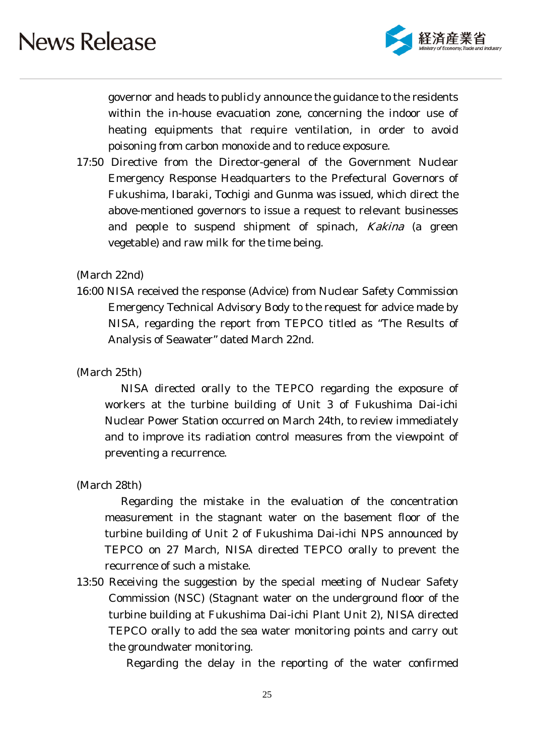governor and heads to publicly announce the guidance to the residents within the in-house evacuation zone, concerning the indoor use of heating equipments that require ventilation, in order to avoid poisoning from carbon monoxide and to reduce exposure.

17:50 Directive from the Director-general of the Government Nuclear Emergency Response Headquarters to the Prefectural Governors of Fukushima, Ibaraki, Tochigi and Gunma was issued, which direct the above-mentioned governors to issue a request to relevant businesses and people to suspend shipment of spinach, *Kakina* (a green vegetable) and raw milk for the time being.

(March 22nd)

16:00 NISA received the response (Advice) from Nuclear Safety Commission Emergency Technical Advisory Body to the request for advice made by NISA, regarding the report from TEPCO titled as "The Results of Analysis of Seawater" dated March 22nd.

(March 25th)

NISA directed orally to the TEPCO regarding the exposure of workers at the turbine building of Unit 3 of Fukushima Dai-ichi Nuclear Power Station occurred on March 24th, to review immediately and to improve its radiation control measures from the viewpoint of preventing a recurrence.

(March 28th)

Regarding the mistake in the evaluation of the concentration measurement in the stagnant water on the basement floor of the turbine building of Unit 2 of Fukushima Dai-ichi NPS announced by TEPCO on 27 March, NISA directed TEPCO orally to prevent the recurrence of such a mistake.

13:50 Receiving the suggestion by the special meeting of Nuclear Safety Commission (NSC) (Stagnant water on the underground floor of the turbine building at Fukushima Dai-ichi Plant Unit 2), NISA directed TEPCO orally to add the sea water monitoring points and carry out the groundwater monitoring.

Regarding the delay in the reporting of the water confirmed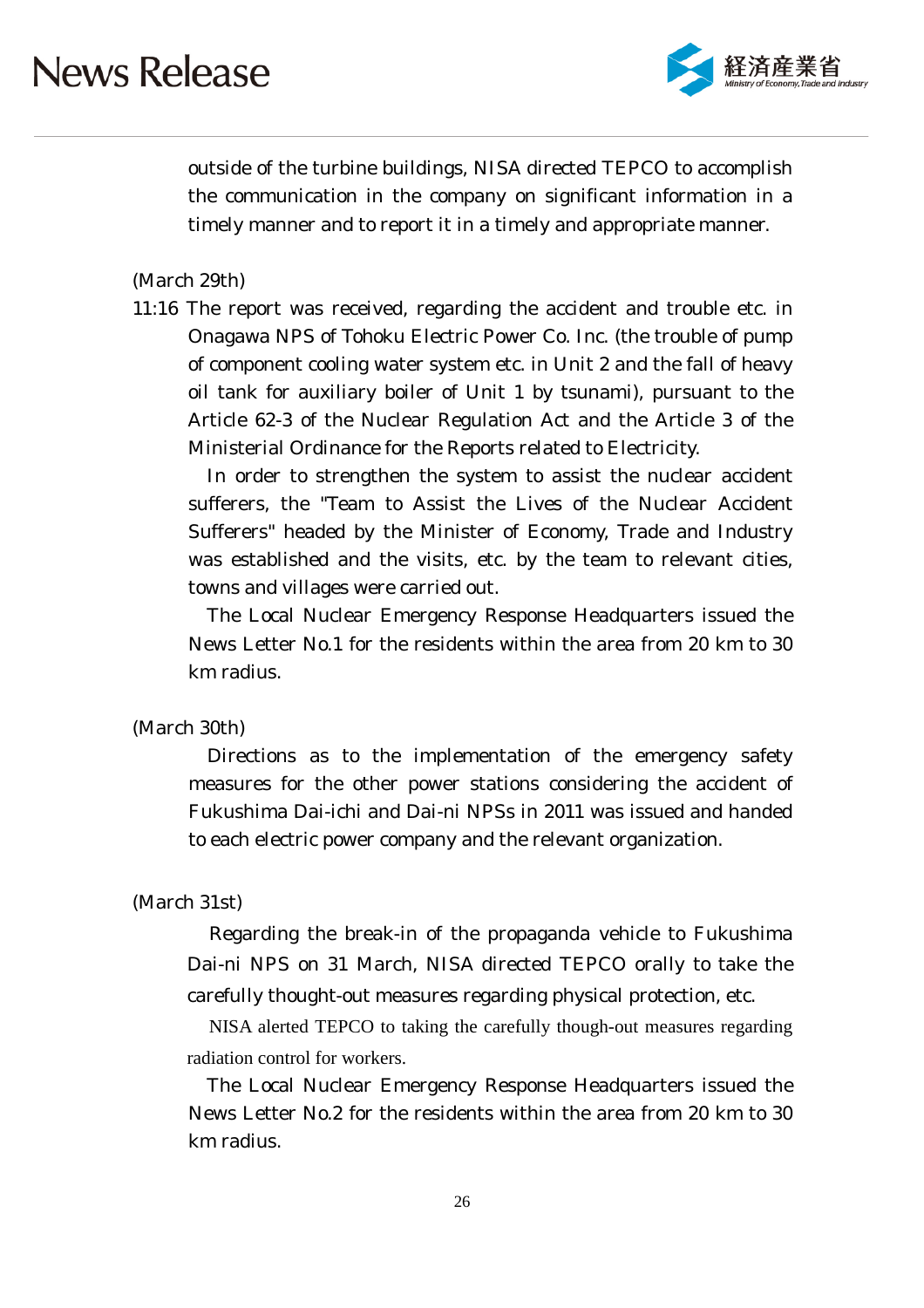outside of the turbine buildings, NISA directed TEPCO to accomplish the communication in the company on significant information in a timely manner and to report it in a timely and appropriate manner.

(March 29th)

11:16 The report was received, regarding the accident and trouble etc. in Onagawa NPS of Tohoku Electric Power Co. Inc. (the trouble of pump of component cooling water system etc. in Unit 2 and the fall of heavy oil tank for auxiliary boiler of Unit 1 by tsunami), pursuant to the Article 62-3 of the Nuclear Regulation Act and the Article 3 of the Ministerial Ordinance for the Reports related to Electricity.

In order to strengthen the system to assist the nuclear accident sufferers, the "Team to Assist the Lives of the Nuclear Accident Sufferers" headed by the Minister of Economy, Trade and Industry was established and the visits, etc. by the team to relevant cities, towns and villages were carried out.

The Local Nuclear Emergency Response Headquarters issued the News Letter No.1 for the residents within the area from 20 km to 30 km radius.

(March 30th)

Directions as to the implementation of the emergency safety measures for the other power stations considering the accident of Fukushima Dai-ichi and Dai-ni NPSs in 2011 was issued and handed to each electric power company and the relevant organization.

(March 31st)

Regarding the break-in of the propaganda vehicle to Fukushima Dai-ni NPS on 31 March, NISA directed TEPCO orally to take the carefully thought-out measures regarding physical protection, etc.

NISA alerted TEPCO to taking the carefully though-out measures regarding radiation control for workers.

The Local Nuclear Emergency Response Headquarters issued the News Letter No.2 for the residents within the area from 20 km to 30 km radius.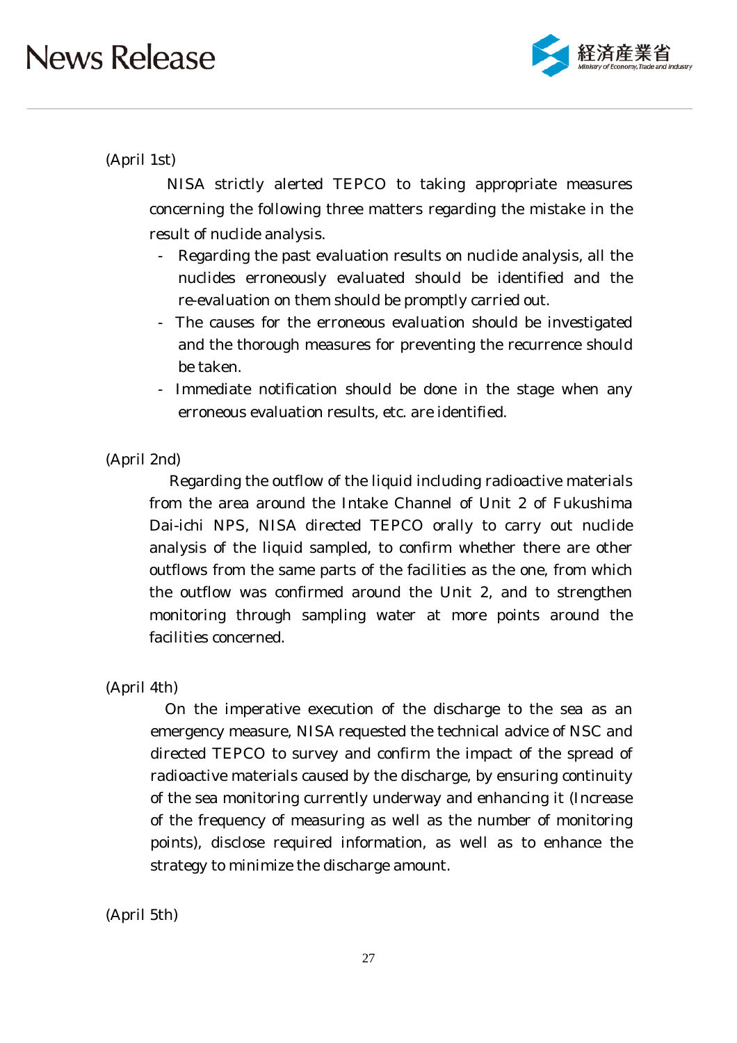(April 1st)

NISA strictly alerted TEPCO to taking appropriate measures concerning the following three matters regarding the mistake in the result of nuclide analysis.

- Regarding the past evaluation results on nuclide analysis, all the nuclides erroneously evaluated should be identified and the re-evaluation on them should be promptly carried out.
- The causes for the erroneous evaluation should be investigated and the thorough measures for preventing the recurrence should be taken.
- Immediate notification should be done in the stage when any erroneous evaluation results, etc. are identified.

(April 2nd)

Regarding the outflow of the liquid including radioactive materials from the area around the Intake Channel of Unit 2 of Fukushima Dai-ichi NPS, NISA directed TEPCO orally to carry out nuclide analysis of the liquid sampled, to confirm whether there are other outflows from the same parts of the facilities as the one, from which the outflow was confirmed around the Unit 2, and to strengthen monitoring through sampling water at more points around the facilities concerned.

(April 4th)

On the imperative execution of the discharge to the sea as an emergency measure, NISA requested the technical advice of NSC and directed TEPCO to survey and confirm the impact of the spread of radioactive materials caused by the discharge, by ensuring continuity of the sea monitoring currently underway and enhancing it (Increase of the frequency of measuring as well as the number of monitoring points), disclose required information, as well as to enhance the strategy to minimize the discharge amount.

(April 5th)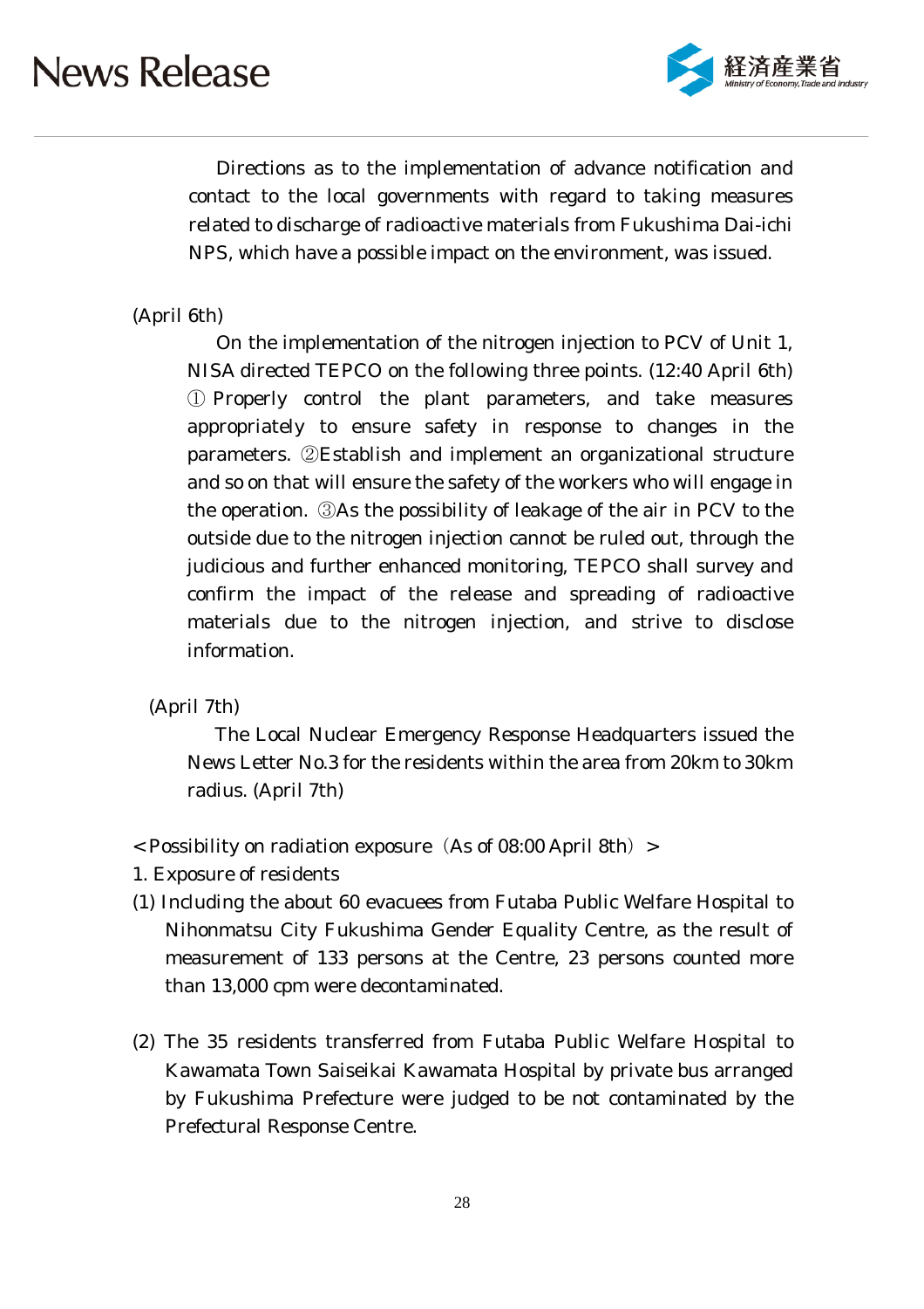Directions as to the implementation of advance notification and contact to the local governments with regard to taking measures related to discharge of radioactive materials from Fukushima Dai-ichi NPS, which have a possible impact on the environment, was issued.

(April 6th)

On the implementation of the nitrogen injection to PCV of Unit 1, NISA directed TEPCO on the following three points. (12:40 April 6th) ① Properly control the plant parameters, and take measures appropriately to ensure safety in response to changes in the parameters. ②Establish and implement an organizational structure and so on that will ensure the safety of the workers who will engage in the operation. ③As the possibility of leakage of the air in PCV to the outside due to the nitrogen injection cannot be ruled out, through the judicious and further enhanced monitoring, TEPCO shall survey and confirm the impact of the release and spreading of radioactive materials due to the nitrogen injection, and strive to disclose information.

(April 7th)

The Local Nuclear Emergency Response Headquarters issued the News Letter No.3 for the residents within the area from 20km to 30km radius. (April 7th)

< Possibility on radiation exposure（As of 08:00 April 8th）>

1. Exposure of residents

(1) Including the about 60 evacuees from Futaba Public Welfare Hospital to Nihonmatsu City Fukushima Gender Equality Centre, as the result of measurement of 133 persons at the Centre, 23 persons counted more than 13,000 cpm were decontaminated.

(2) The 35 residents transferred from Futaba Public Welfare Hospital to Kawamata Town Saiseikai Kawamata Hospital by private bus arranged by Fukushima Prefecture were judged to be not contaminated by the Prefectural Response Centre.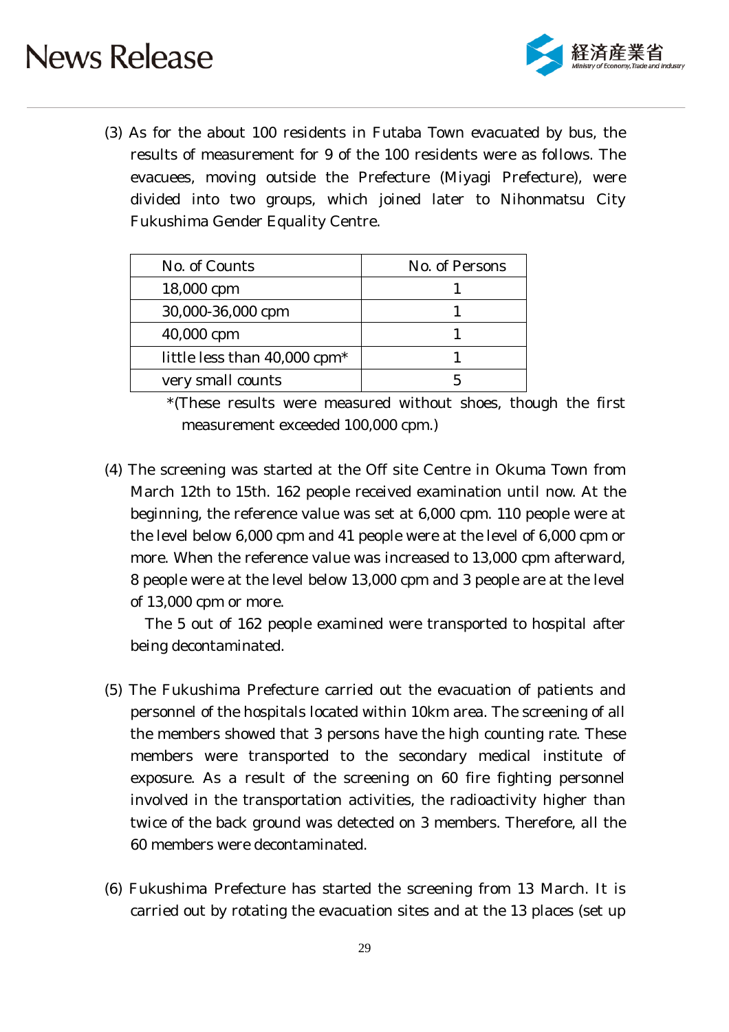(3) As for the about 100 residents in Futaba Town evacuated by bus, the results of measurement for 9 of the 100 residents were as follows. The evacuees, moving outside the Prefecture (Miyagi Prefecture), were divided into two groups, which joined later to Nihonmatsu City Fukushima Gender Equality Centre.

| No. of Counts | No. of Persons |
|---|---|
| 18,000 cpm | 1 |
| 30,000-36,000 cpm | 1 |
| 40,000 cpm | 1 |
| little less than 40,000 cpm* | 1 |
| very small counts | 5 |

*(These results were measured without shoes, though the first measurement exceeded 100,000 cpm.)

(4) The screening was started at the Off site Centre in Okuma Town from March 12th to 15th. 162 people received examination until now. At the beginning, the reference value was set at 6,000 cpm. 110 people were at the level below 6,000 cpm and 41 people were at the level of 6,000 cpm or more. When the reference value was increased to 13,000 cpm afterward, 8 people were at the level below 13,000 cpm and 3 people are at the level of 13,000 cpm or more.

The 5 out of 162 people examined were transported to hospital after being decontaminated.

(5) The Fukushima Prefecture carried out the evacuation of patients and personnel of the hospitals located within 10km area. The screening of all the members showed that 3 persons have the high counting rate. These members were transported to the secondary medical institute of exposure. As a result of the screening on 60 fire fighting personnel involved in the transportation activities, the radioactivity higher than twice of the back ground was detected on 3 members. Therefore, all the 60 members were decontaminated.

(6) Fukushima Prefecture has started the screening from 13 March. It is carried out by rotating the evacuation sites and at the 13 places (set up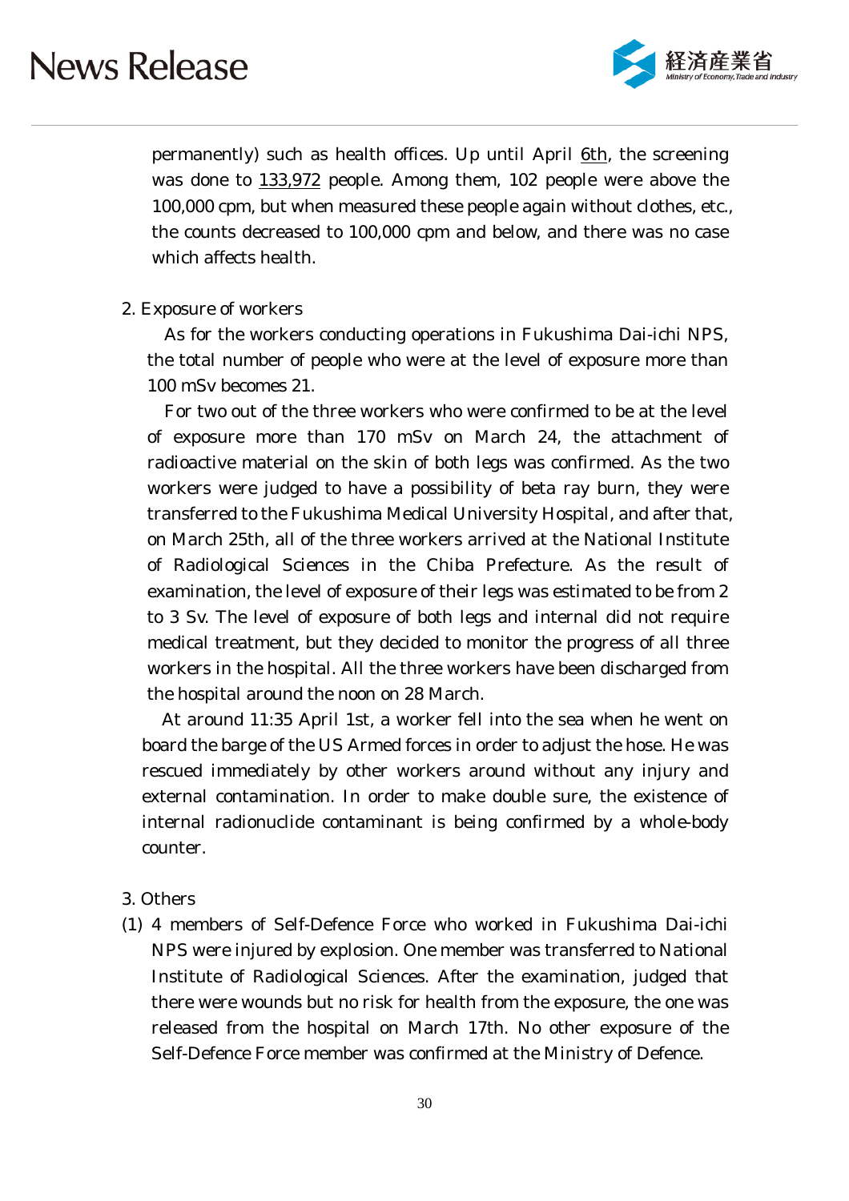permanently) such as health offices. Up until April 6th, the screening was done to 133,972 people. Among them, 102 people were above the 100,000 cpm, but when measured these people again without clothes, etc., the counts decreased to 100,000 cpm and below, and there was no case which affects health.

2. Exposure of workers

As for the workers conducting operations in Fukushima Dai-ichi NPS, the total number of people who were at the level of exposure more than 100 mSv becomes 21.

For two out of the three workers who were confirmed to be at the level of exposure more than 170 mSv on March 24, the attachment of radioactive material on the skin of both legs was confirmed. As the two workers were judged to have a possibility of beta ray burn, they were transferred to the Fukushima Medical University Hospital, and after that, on March 25th, all of the three workers arrived at the National Institute of Radiological Sciences in the Chiba Prefecture. As the result of examination, the level of exposure of their legs was estimated to be from 2 to 3 Sv. The level of exposure of both legs and internal did not require medical treatment, but they decided to monitor the progress of all three workers in the hospital. All the three workers have been discharged from the hospital around the noon on 28 March.

At around 11:35 April 1st, a worker fell into the sea when he went on board the barge of the US Armed forces in order to adjust the hose. He was rescued immediately by other workers around without any injury and external contamination. In order to make double sure, the existence of internal radionuclide contaminant is being confirmed by a whole-body counter.

3. Others

(1) 4 members of Self-Defence Force who worked in Fukushima Dai-ichi NPS were injured by explosion. One member was transferred to National Institute of Radiological Sciences. After the examination, judged that there were wounds but no risk for health from the exposure, the one was released from the hospital on March 17th. No other exposure of the Self-Defence Force member was confirmed at the Ministry of Defence.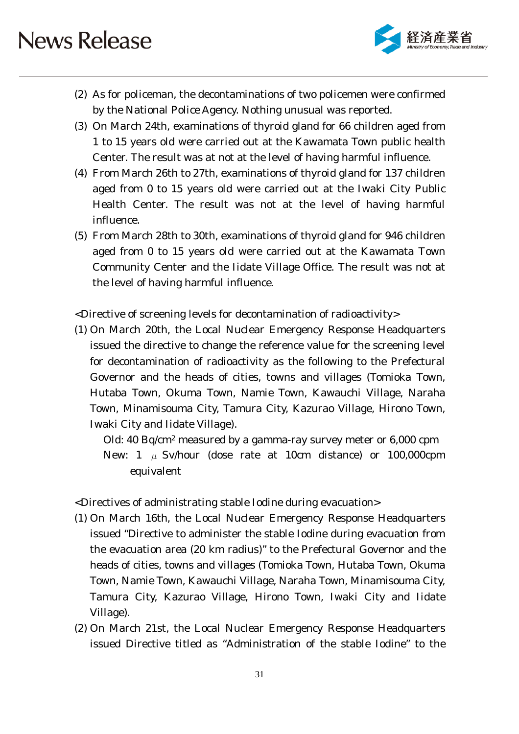(2) As for policeman, the decontaminations of two policemen were confirmed by the National Police Agency. Nothing unusual was reported.

(3) On March 24th, examinations of thyroid gland for 66 children aged from 1 to 15 years old were carried out at the Kawamata Town public health Center. The result was at not at the level of having harmful influence.

(4) From March 26th to 27th, examinations of thyroid gland for 137 children aged from 0 to 15 years old were carried out at the Iwaki City Public Health Center. The result was not at the level of having harmful influence.

(5) From March 28th to 30th, examinations of thyroid gland for 946 children aged from 0 to 15 years old were carried out at the Kawamata Town Community Center and the Iidate Village Office. The result was not at the level of having harmful influence.

<Directive of screening levels for decontamination of radioactivity>

(1) On March 20th, the Local Nuclear Emergency Response Headquarters issued the directive to change the reference value for the screening level for decontamination of radioactivity as the following to the Prefectural Governor and the heads of cities, towns and villages (Tomioka Town, Hutaba Town, Okuma Town, Namie Town, Kawauchi Village, Naraha Town, Minamisouma City, Tamura City, Kazurao Village, Hirono Town, Iwaki City and Iidate Village).

Old: 40 Bq/cm$^2$ measured by a gamma-ray survey meter or 6,000 cpm
New: 1 $\mu$ Sv/hour (dose rate at 10cm distance) or 100,000cpm equivalent

<Directives of administrating stable Iodine during evacuation>

(1) On March 16th, the Local Nuclear Emergency Response Headquarters issued "Directive to administer the stable Iodine during evacuation from the evacuation area (20 km radius)" to the Prefectural Governor and the heads of cities, towns and villages (Tomioka Town, Hutaba Town, Okuma Town, Namie Town, Kawauchi Village, Naraha Town, Minamisouma City, Tamura City, Kazurao Village, Hirono Town, Iwaki City and Iidate Village).

(2) On March 21st, the Local Nuclear Emergency Response Headquarters issued Directive titled as "Administration of the stable Iodine" to the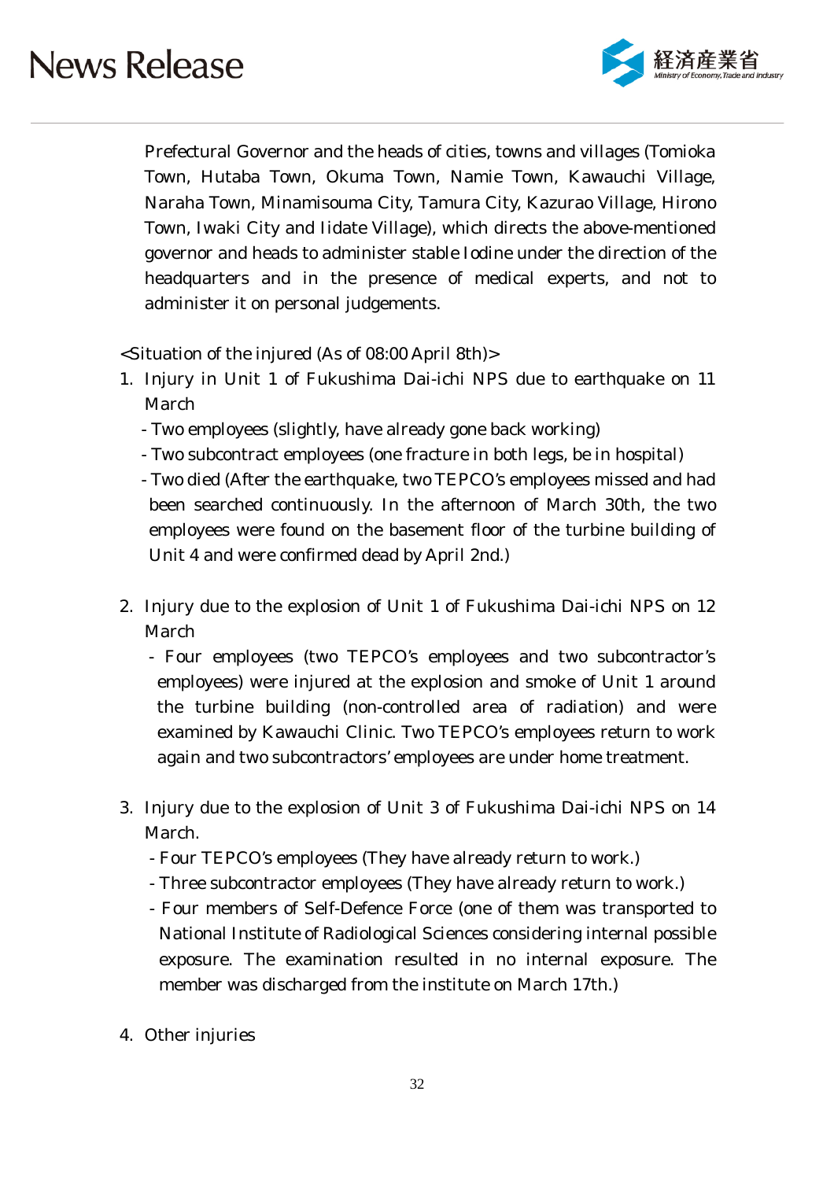Prefectural Governor and the heads of cities, towns and villages (Tomioka Town, Hutaba Town, Okuma Town, Namie Town, Kawauchi Village, Naraha Town, Minamisouma City, Tamura City, Kazurao Village, Hirono Town, Iwaki City and Iidate Village), which directs the above-mentioned governor and heads to administer stable Iodine under the direction of the headquarters and in the presence of medical experts, and not to administer it on personal judgements.

<Situation of the injured (As of 08:00 April 8th)>

1. Injury in Unit 1 of Fukushima Dai-ichi NPS due to earthquake on 11 March
   - Two employees (slightly, have already gone back working)
   - Two subcontract employees (one fracture in both legs, be in hospital)
   - Two died (After the earthquake, two TEPCO's employees missed and had been searched continuously. In the afternoon of March 30th, the two employees were found on the basement floor of the turbine building of Unit 4 and were confirmed dead by April 2nd.)

2. Injury due to the explosion of Unit 1 of Fukushima Dai-ichi NPS on 12 March
   - Four employees (two TEPCO's employees and two subcontractor's employees) were injured at the explosion and smoke of Unit 1 around the turbine building (non-controlled area of radiation) and were examined by Kawauchi Clinic. Two TEPCO's employees return to work again and two subcontractors' employees are under home treatment.

3. Injury due to the explosion of Unit 3 of Fukushima Dai-ichi NPS on 14 March.
   - Four TEPCO's employees (They have already return to work.)
   - Three subcontractor employees (They have already return to work.)
   - Four members of Self-Defence Force (one of them was transported to National Institute of Radiological Sciences considering internal possible exposure. The examination resulted in no internal exposure. The member was discharged from the institute on March 17th.)

4. Other injuries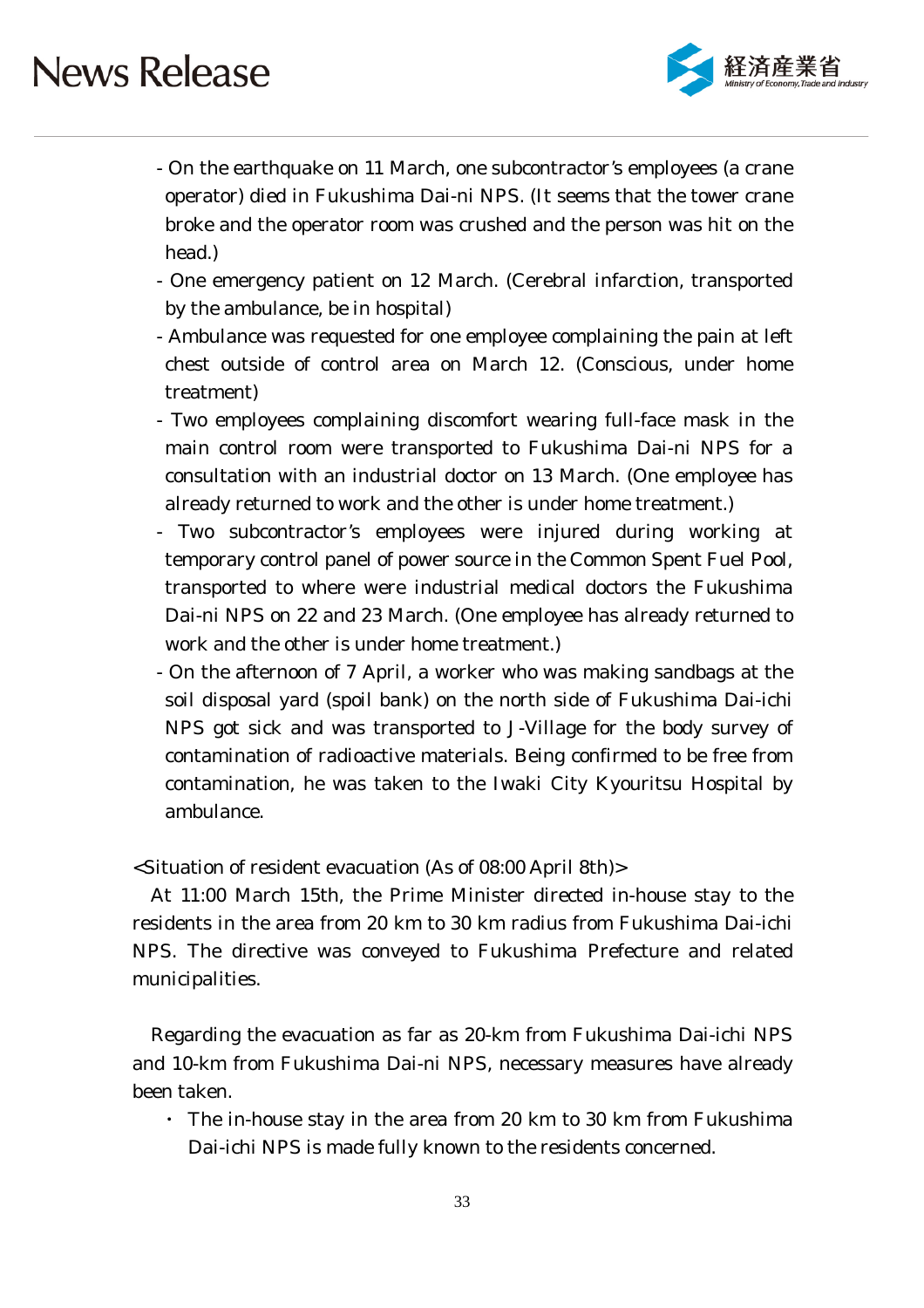- On the earthquake on 11 March, one subcontractor's employees (a crane operator) died in Fukushima Dai-ni NPS. (It seems that the tower crane broke and the operator room was crushed and the person was hit on the head.)
- One emergency patient on 12 March. (Cerebral infarction, transported by the ambulance, be in hospital)
- Ambulance was requested for one employee complaining the pain at left chest outside of control area on March 12. (Conscious, under home treatment)
- Two employees complaining discomfort wearing full-face mask in the main control room were transported to Fukushima Dai-ni NPS for a consultation with an industrial doctor on 13 March. (One employee has already returned to work and the other is under home treatment.)
- Two subcontractor's employees were injured during working at temporary control panel of power source in the Common Spent Fuel Pool, transported to where were industrial medical doctors the Fukushima Dai-ni NPS on 22 and 23 March. (One employee has already returned to work and the other is under home treatment.)
- On the afternoon of 7 April, a worker who was making sandbags at the soil disposal yard (spoil bank) on the north side of Fukushima Dai-ichi NPS got sick and was transported to J-Village for the body survey of contamination of radioactive materials. Being confirmed to be free from contamination, he was taken to the Iwaki City Kyouritsu Hospital by ambulance.

<Situation of resident evacuation (As of 08:00 April 8th)>

At 11:00 March 15th, the Prime Minister directed in-house stay to the residents in the area from 20 km to 30 km radius from Fukushima Dai-ichi NPS. The directive was conveyed to Fukushima Prefecture and related municipalities.

Regarding the evacuation as far as 20-km from Fukushima Dai-ichi NPS and 10-km from Fukushima Dai-ni NPS, necessary measures have already been taken.

- The in-house stay in the area from 20 km to 30 km from Fukushima Dai-ichi NPS is made fully known to the residents concerned.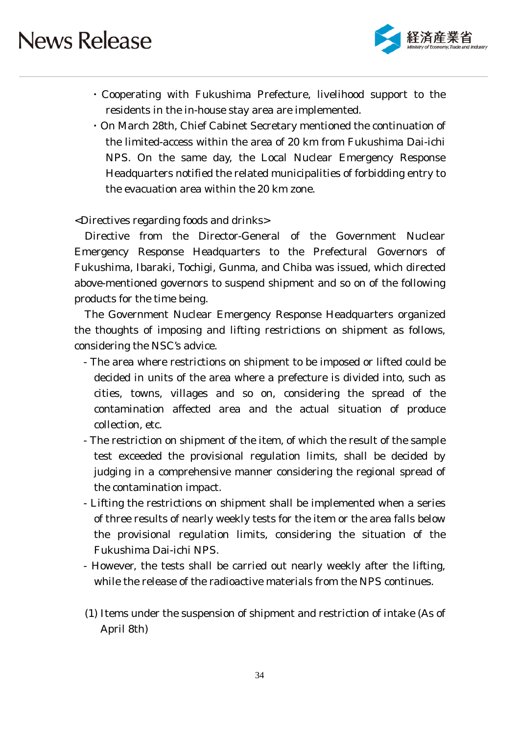- Cooperating with Fukushima Prefecture, livelihood support to the residents in the in-house stay area are implemented.
- On March 28th, Chief Cabinet Secretary mentioned the continuation of the limited-access within the area of 20 km from Fukushima Dai-ichi NPS. On the same day, the Local Nuclear Emergency Response Headquarters notified the related municipalities of forbidding entry to the evacuation area within the 20 km zone.

<Directives regarding foods and drinks>

Directive from the Director-General of the Government Nuclear Emergency Response Headquarters to the Prefectural Governors of Fukushima, Ibaraki, Tochigi, Gunma, and Chiba was issued, which directed above-mentioned governors to suspend shipment and so on of the following products for the time being.

The Government Nuclear Emergency Response Headquarters organized the thoughts of imposing and lifting restrictions on shipment as follows, considering the NSC's advice.

- The area where restrictions on shipment to be imposed or lifted could be decided in units of the area where a prefecture is divided into, such as cities, towns, villages and so on, considering the spread of the contamination affected area and the actual situation of produce collection, etc.
- The restriction on shipment of the item, of which the result of the sample test exceeded the provisional regulation limits, shall be decided by judging in a comprehensive manner considering the regional spread of the contamination impact.
- Lifting the restrictions on shipment shall be implemented when a series of three results of nearly weekly tests for the item or the area falls below the provisional regulation limits, considering the situation of the Fukushima Dai-ichi NPS.
- However, the tests shall be carried out nearly weekly after the lifting, while the release of the radioactive materials from the NPS continues.

(1) Items under the suspension of shipment and restriction of intake (As of April 8th)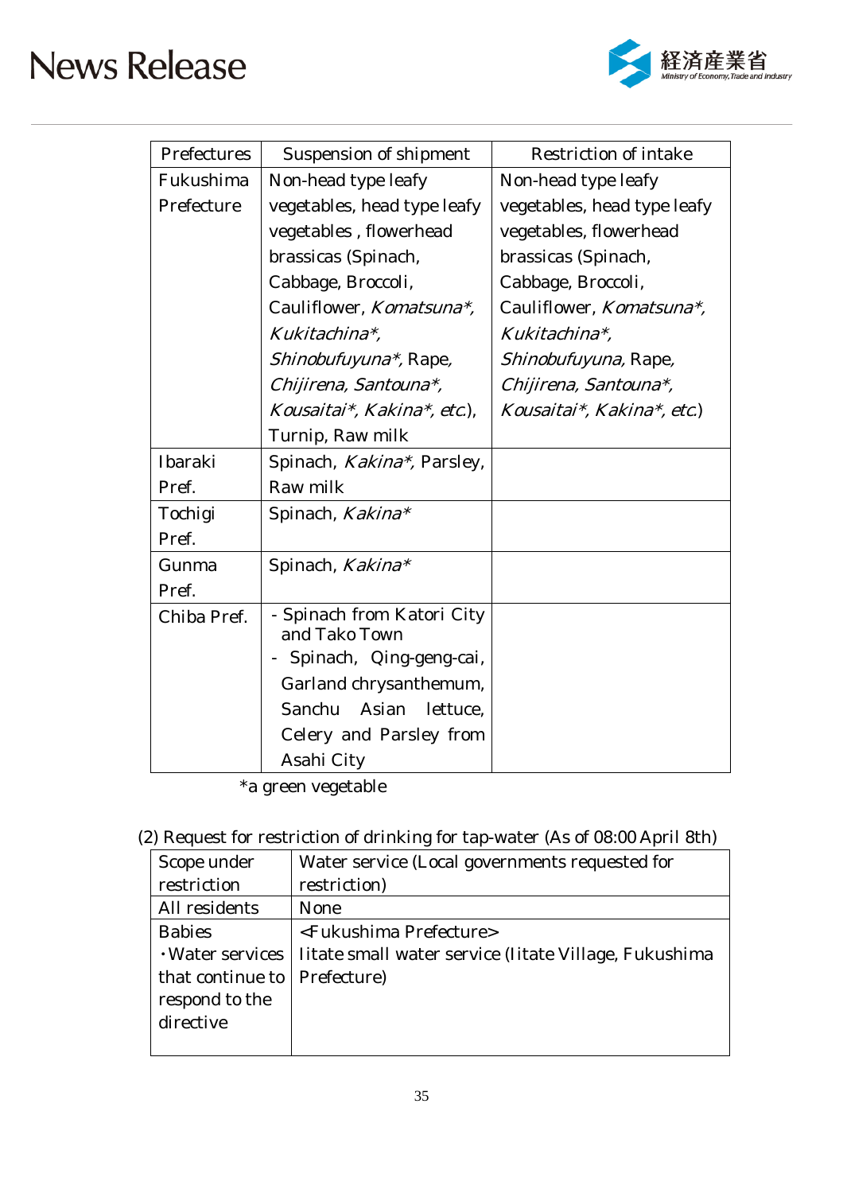| Prefectures | Suspension of shipment | Restriction of intake |
|---|---|---|
| Fukushima Prefecture | Non-head type leafy vegetables, head type leafy vegetables , flowerhead brassicas (Spinach, Cabbage, Broccoli, Cauliflower, *Komatsuna\*, Kukitachina\*, Shinobufuyuna\**, Rape, *Chijirena, Santouna\*, Kousaitai\*, Kakina\*, etc.*), Turnip, Raw milk | Non-head type leafy vegetables, head type leafy vegetables, flowerhead brassicas (Spinach, Cabbage, Broccoli, Cauliflower, *Komatsuna\*, Kukitachina\*, Shinobufuyuna*, Rape, *Chijirena, Santouna\*, Kousaitai\*, Kakina\*, etc.*) |
| Ibaraki Pref. | Spinach, *Kakina\**, Parsley, Raw milk | |
| Tochigi Pref. | Spinach, *Kakina\** | |
| Gunma Pref. | Spinach, *Kakina\** | |
| Chiba Pref. | - Spinach from Katori City and Tako Town<br>- Spinach, Qing-geng-cai, Garland chrysanthemum, Sanchu Asian lettuce, Celery and Parsley from Asahi City | |

\*a green vegetable

(2) Request for restriction of drinking for tap-water (As of 08:00 April 8th)

| Scope under restriction | Water service (Local governments requested for restriction) |
|---|---|
| All residents | None |
| Babies<br>・Water services that continue to respond to the directive | <Fukushima Prefecture><br>Iitate small water service (Iitate Village, Fukushima Prefecture) |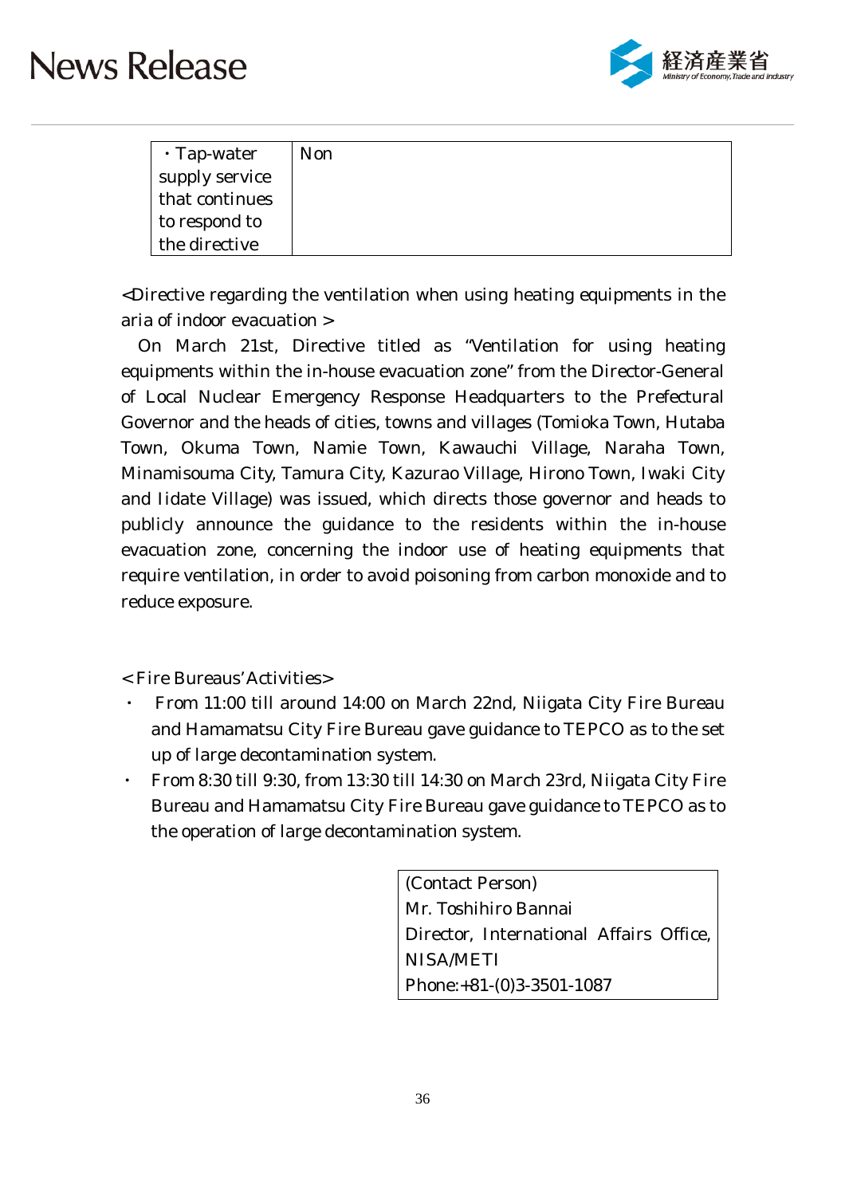| | |
|---|---|
| ・Tap-water supply service that continues to respond to the directive | Non |

<Directive regarding the ventilation when using heating equipments in the aria of indoor evacuation >

On March 21st, Directive titled as "Ventilation for using heating equipments within the in-house evacuation zone" from the Director-General of Local Nuclear Emergency Response Headquarters to the Prefectural Governor and the heads of cities, towns and villages (Tomioka Town, Hutaba Town, Okuma Town, Namie Town, Kawauchi Village, Naraha Town, Minamisouma City, Tamura City, Kazurao Village, Hirono Town, Iwaki City and Iidate Village) was issued, which directs those governor and heads to publicly announce the guidance to the residents within the in-house evacuation zone, concerning the indoor use of heating equipments that require ventilation, in order to avoid poisoning from carbon monoxide and to reduce exposure.

< Fire Bureaus' Activities>

- From 11:00 till around 14:00 on March 22nd, Niigata City Fire Bureau and Hamamatsu City Fire Bureau gave guidance to TEPCO as to the set up of large decontamination system.
- From 8:30 till 9:30, from 13:30 till 14:30 on March 23rd, Niigata City Fire Bureau and Hamamatsu City Fire Bureau gave guidance to TEPCO as to the operation of large decontamination system.

(Contact Person)
Mr. Toshihiro Bannai
Director, International Affairs Office, NISA/METI
Phone:+81-(0)3-3501-1087